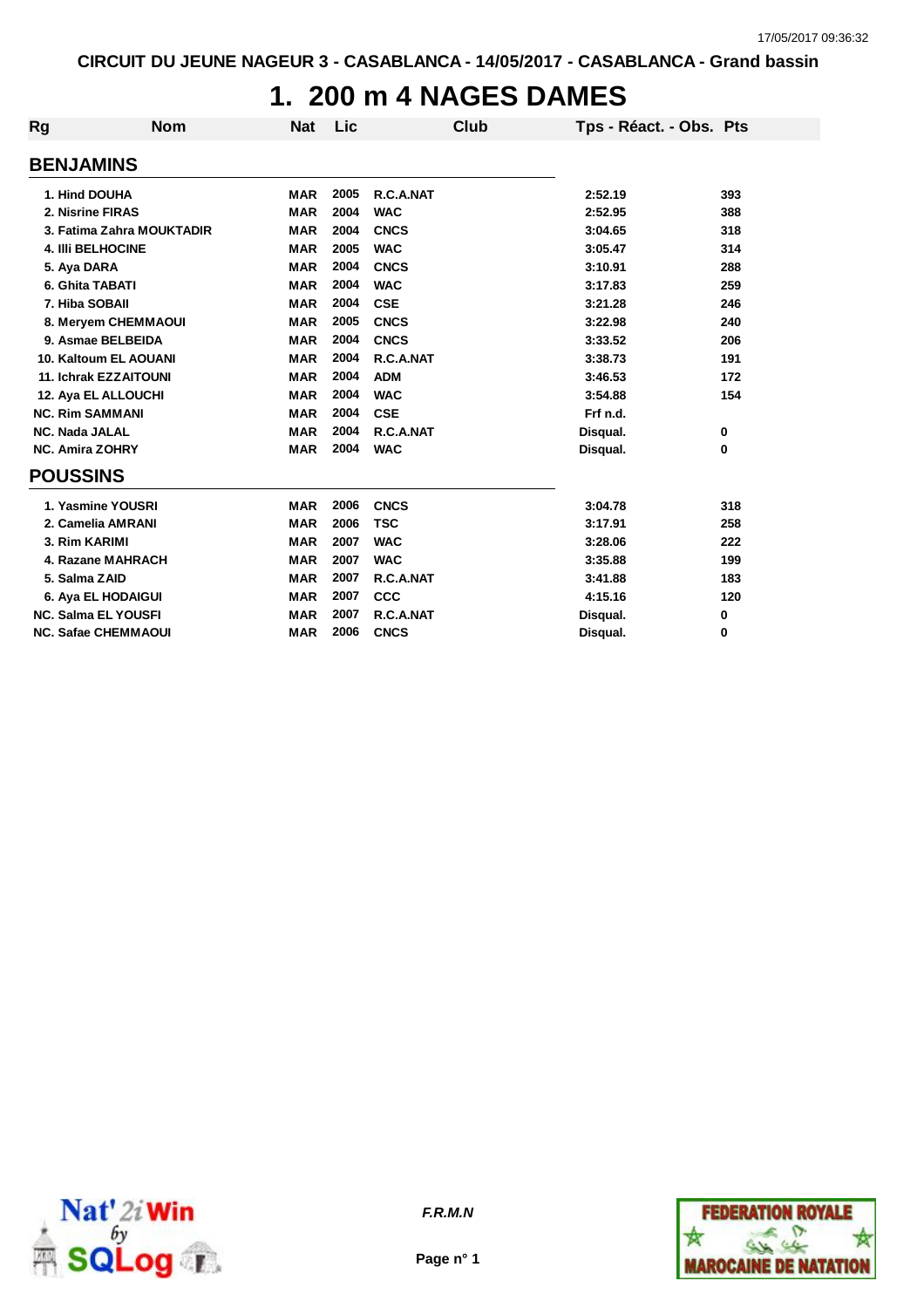CIRCUIT DU JEUNE NAGEUR 3 - CASABLANCA - 14/05/2017 - CASABLANCA - Grand bassin

# 1. 200 m 4 NAGES DAMES

| Rg | Nom | Nat | Lic | Club | Tps - Réact. - Obs. | Pts |
|---|---|---|---|---|---|---|
| **BENJAMINS** | | | | | | |
| 1. | Hind DOUHA | MAR | 2005 | R.C.A.NAT | 2:52.19 | 393 |
| 2. | Nisrine FIRAS | MAR | 2004 | WAC | 2:52.95 | 388 |
| 3. | Fatima Zahra MOUKTADIR | MAR | 2004 | CNCS | 3:04.65 | 318 |
| 4. | Illi BELHOCINE | MAR | 2005 | WAC | 3:05.47 | 314 |
| 5. | Aya DARA | MAR | 2004 | CNCS | 3:10.91 | 288 |
| 6. | Ghita TABATI | MAR | 2004 | WAC | 3:17.83 | 259 |
| 7. | Hiba SOBAII | MAR | 2004 | CSE | 3:21.28 | 246 |
| 8. | Meryem CHEMMAOUI | MAR | 2005 | CNCS | 3:22.98 | 240 |
| 9. | Asmae BELBEIDA | MAR | 2004 | CNCS | 3:33.52 | 206 |
| 10. | Kaltoum EL AOUANI | MAR | 2004 | R.C.A.NAT | 3:38.73 | 191 |
| 11. | Ichrak EZZAITOUNI | MAR | 2004 | ADM | 3:46.53 | 172 |
| 12. | Aya EL ALLOUCHI | MAR | 2004 | WAC | 3:54.88 | 154 |
| NC. | Rim SAMMANI | MAR | 2004 | CSE | Frf n.d. | |
| NC. | Nada JALAL | MAR | 2004 | R.C.A.NAT | Disqual. | 0 |
| NC. | Amira ZOHRY | MAR | 2004 | WAC | Disqual. | 0 |
| **POUSSINS** | | | | | | |
| 1. | Yasmine YOUSRI | MAR | 2006 | CNCS | 3:04.78 | 318 |
| 2. | Camelia AMRANI | MAR | 2006 | TSC | 3:17.91 | 258 |
| 3. | Rim KARIMI | MAR | 2007 | WAC | 3:28.06 | 222 |
| 4. | Razane MAHRACH | MAR | 2007 | WAC | 3:35.88 | 199 |
| 5. | Salma ZAID | MAR | 2007 | R.C.A.NAT | 3:41.88 | 183 |
| 6. | Aya EL HODAIGUI | MAR | 2007 | CCC | 4:15.16 | 120 |
| NC. | Salma EL YOUSFI | MAR | 2007 | R.C.A.NAT | Disqual. | 0 |
| NC. | Safae CHEMMAOUI | MAR | 2006 | CNCS | Disqual. | 0 |

*F.R.M.N*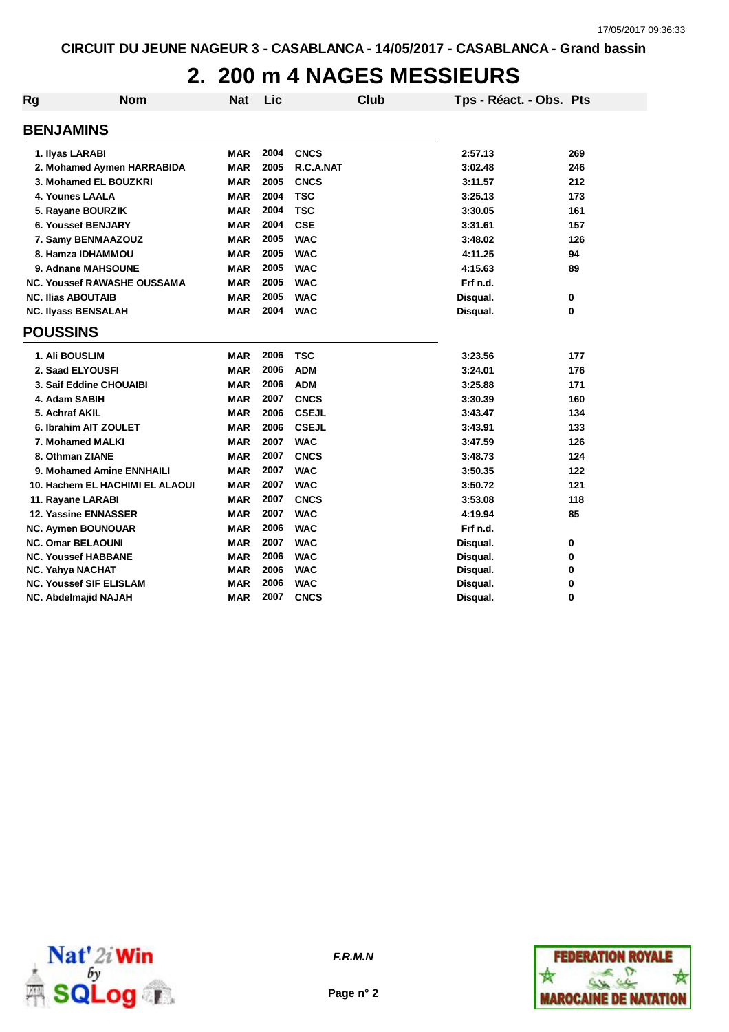CIRCUIT DU JEUNE NAGEUR 3 - CASABLANCA - 14/05/2017 - CASABLANCA - Grand bassin

# 2. 200 m 4 NAGES MESSIEURS

| Rg | Nom | Nat | Lic | Club | Tps - Réact. - Obs. | Pts |
|---|---|---|---|---|---|---|

## BENJAMINS

| Rg | Nom | Nat | Lic | Club | Tps - Réact. - Obs. | Pts |
|---|---|---|---|---|---|---|
| 1. | Ilyas LARABI | MAR | 2004 | CNCS | 2:57.13 | 269 |
| 2. | Mohamed Aymen HARRABIDA | MAR | 2005 | R.C.A.NAT | 3:02.48 | 246 |
| 3. | Mohamed EL BOUZKRI | MAR | 2005 | CNCS | 3:11.57 | 212 |
| 4. | Younes LAALA | MAR | 2004 | TSC | 3:25.13 | 173 |
| 5. | Rayane BOURZIK | MAR | 2004 | TSC | 3:30.05 | 161 |
| 6. | Youssef BENJARY | MAR | 2004 | CSE | 3:31.61 | 157 |
| 7. | Samy BENMAAZOUZ | MAR | 2005 | WAC | 3:48.02 | 126 |
| 8. | Hamza IDHAMMOU | MAR | 2005 | WAC | 4:11.25 | 94 |
| 9. | Adnane MAHSOUNE | MAR | 2005 | WAC | 4:15.63 | 89 |
| NC. | Youssef RAWASHE OUSSAMA | MAR | 2005 | WAC | Frf n.d. | |
| NC. | Ilias ABOUTAIB | MAR | 2005 | WAC | Disqual. | 0 |
| NC. | Ilyass BENSALAH | MAR | 2004 | WAC | Disqual. | 0 |

## POUSSINS

| Rg | Nom | Nat | Lic | Club | Tps - Réact. - Obs. | Pts |
|---|---|---|---|---|---|---|
| 1. | Ali BOUSLIM | MAR | 2006 | TSC | 3:23.56 | 177 |
| 2. | Saad ELYOUSFI | MAR | 2006 | ADM | 3:24.01 | 176 |
| 3. | Saif Eddine CHOUAIBI | MAR | 2006 | ADM | 3:25.88 | 171 |
| 4. | Adam SABIH | MAR | 2007 | CNCS | 3:30.39 | 160 |
| 5. | Achraf AKIL | MAR | 2006 | CSEJL | 3:43.47 | 134 |
| 6. | Ibrahim AIT ZOULET | MAR | 2006 | CSEJL | 3:43.91 | 133 |
| 7. | Mohamed MALKI | MAR | 2007 | WAC | 3:47.59 | 126 |
| 8. | Othman ZIANE | MAR | 2007 | CNCS | 3:48.73 | 124 |
| 9. | Mohamed Amine ENNHAILI | MAR | 2007 | WAC | 3:50.35 | 122 |
| 10. | Hachem EL HACHIMI EL ALAOUI | MAR | 2007 | WAC | 3:50.72 | 121 |
| 11. | Rayane LARABI | MAR | 2007 | CNCS | 3:53.08 | 118 |
| 12. | Yassine ENNASSER | MAR | 2007 | WAC | 4:19.94 | 85 |
| NC. | Aymen BOUNOUAR | MAR | 2006 | WAC | Frf n.d. | |
| NC. | Omar BELAOUNI | MAR | 2007 | WAC | Disqual. | 0 |
| NC. | Youssef HABBANE | MAR | 2006 | WAC | Disqual. | 0 |
| NC. | Yahya NACHAT | MAR | 2006 | WAC | Disqual. | 0 |
| NC. | Youssef SIF ELISLAM | MAR | 2006 | WAC | Disqual. | 0 |
| NC. | Abdelmajid NAJAH | MAR | 2007 | CNCS | Disqual. | 0 |

*F.R.M.N*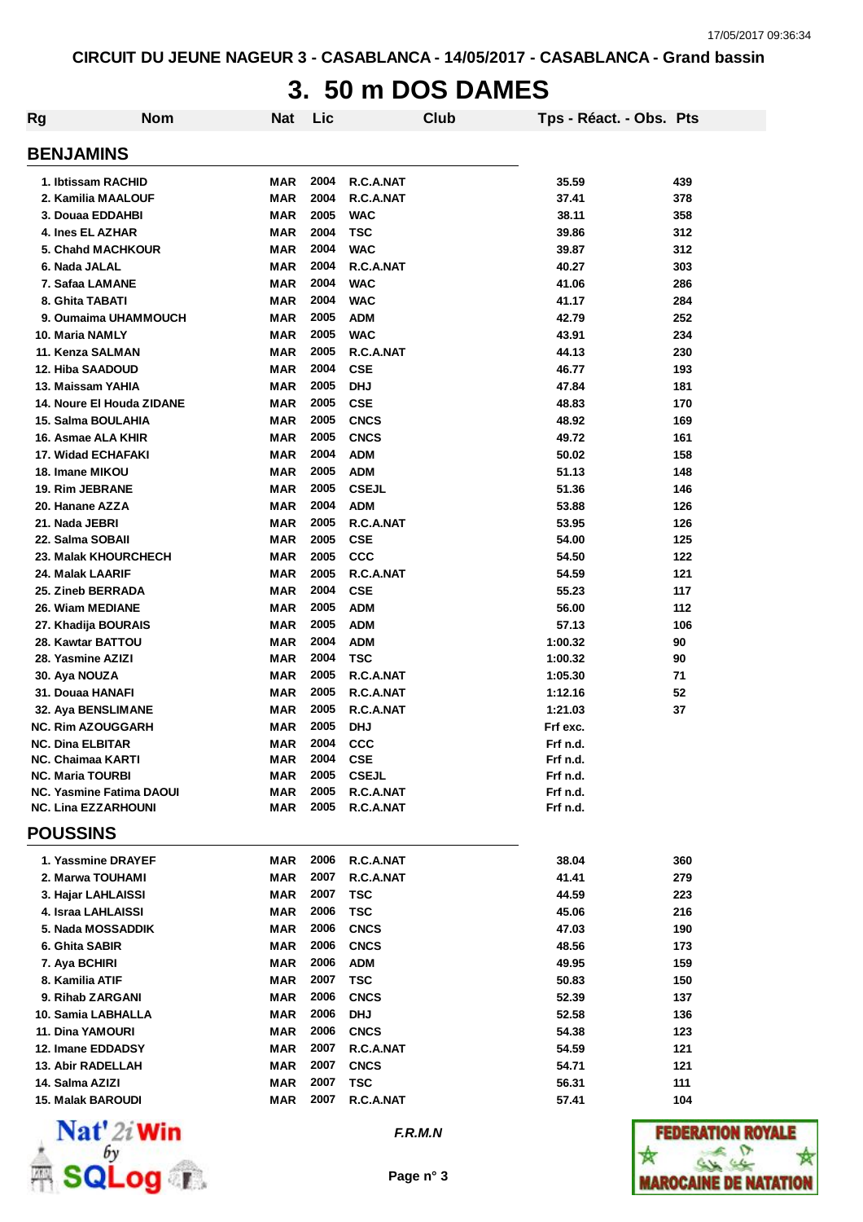CIRCUIT DU JEUNE NAGEUR 3 - CASABLANCA - 14/05/2017 - CASABLANCA - Grand bassin

# 3. 50 m DOS DAMES

| Rg | Nom | Nat | Lic | Club | Tps - Réact. - Obs. | Pts |
|---|---|---|---|---|---|---|

## BENJAMINS

| Rg | Nom | Nat | Lic | Club | Tps - Réact. - Obs. | Pts |
|---|---|---|---|---|---|---|
| 1. | Ibtissam RACHID | MAR | 2004 | R.C.A.NAT | 35.59 | 439 |
| 2. | Kamilia MAALOUF | MAR | 2004 | R.C.A.NAT | 37.41 | 378 |
| 3. | Douaa EDDAHBI | MAR | 2005 | WAC | 38.11 | 358 |
| 4. | Ines EL AZHAR | MAR | 2004 | TSC | 39.86 | 312 |
| 5. | Chahd MACHKOUR | MAR | 2004 | WAC | 39.87 | 312 |
| 6. | Nada JALAL | MAR | 2004 | R.C.A.NAT | 40.27 | 303 |
| 7. | Safaa LAMANE | MAR | 2004 | WAC | 41.06 | 286 |
| 8. | Ghita TABATI | MAR | 2004 | WAC | 41.17 | 284 |
| 9. | Oumaima UHAMMOUCH | MAR | 2005 | ADM | 42.79 | 252 |
| 10. | Maria NAMLY | MAR | 2005 | WAC | 43.91 | 234 |
| 11. | Kenza SALMAN | MAR | 2005 | R.C.A.NAT | 44.13 | 230 |
| 12. | Hiba SAADOUD | MAR | 2004 | CSE | 46.77 | 193 |
| 13. | Maissam YAHIA | MAR | 2005 | DHJ | 47.84 | 181 |
| 14. | Noure El Houda ZIDANE | MAR | 2005 | CSE | 48.83 | 170 |
| 15. | Salma BOULAHIA | MAR | 2005 | CNCS | 48.92 | 169 |
| 16. | Asmae ALA KHIR | MAR | 2005 | CNCS | 49.72 | 161 |
| 17. | Widad ECHAFAKI | MAR | 2004 | ADM | 50.02 | 158 |
| 18. | Imane MIKOU | MAR | 2005 | ADM | 51.13 | 148 |
| 19. | Rim JEBRANE | MAR | 2005 | CSEJL | 51.36 | 146 |
| 20. | Hanane AZZA | MAR | 2004 | ADM | 53.88 | 126 |
| 21. | Nada JEBRI | MAR | 2005 | R.C.A.NAT | 53.95 | 126 |
| 22. | Salma SOBAII | MAR | 2005 | CSE | 54.00 | 125 |
| 23. | Malak KHOURCHECH | MAR | 2005 | CCC | 54.50 | 122 |
| 24. | Malak LAARIF | MAR | 2005 | R.C.A.NAT | 54.59 | 121 |
| 25. | Zineb BERRADA | MAR | 2004 | CSE | 55.23 | 117 |
| 26. | Wiam MEDIANE | MAR | 2005 | ADM | 56.00 | 112 |
| 27. | Khadija BOURAIS | MAR | 2005 | ADM | 57.13 | 106 |
| 28. | Kawtar BATTOU | MAR | 2004 | ADM | 1:00.32 | 90 |
| 28. | Yasmine AZIZI | MAR | 2004 | TSC | 1:00.32 | 90 |
| 30. | Aya NOUZA | MAR | 2005 | R.C.A.NAT | 1:05.30 | 71 |
| 31. | Douaa HANAFI | MAR | 2005 | R.C.A.NAT | 1:12.16 | 52 |
| 32. | Aya BENSLIMANE | MAR | 2005 | R.C.A.NAT | 1:21.03 | 37 |
| NC. | Rim AZOUGGARH | MAR | 2005 | DHJ | Frf exc. | |
| NC. | Dina ELBITAR | MAR | 2004 | CCC | Frf n.d. | |
| NC. | Chaimaa KARTI | MAR | 2004 | CSE | Frf n.d. | |
| NC. | Maria TOURBI | MAR | 2005 | CSEJL | Frf n.d. | |
| NC. | Yasmine Fatima DAOUI | MAR | 2005 | R.C.A.NAT | Frf n.d. | |
| NC. | Lina EZZARHOUNI | MAR | 2005 | R.C.A.NAT | Frf n.d. | |

## POUSSINS

| Rg | Nom | Nat | Lic | Club | Tps - Réact. - Obs. | Pts |
|---|---|---|---|---|---|---|
| 1. | Yassmine DRAYEF | MAR | 2006 | R.C.A.NAT | 38.04 | 360 |
| 2. | Marwa TOUHAMI | MAR | 2007 | R.C.A.NAT | 41.41 | 279 |
| 3. | Hajar LAHLAISSI | MAR | 2007 | TSC | 44.59 | 223 |
| 4. | Israa LAHLAISSI | MAR | 2006 | TSC | 45.06 | 216 |
| 5. | Nada MOSSADDIK | MAR | 2006 | CNCS | 47.03 | 190 |
| 6. | Ghita SABIR | MAR | 2006 | CNCS | 48.56 | 173 |
| 7. | Aya BCHIRI | MAR | 2006 | ADM | 49.95 | 159 |
| 8. | Kamilia ATIF | MAR | 2007 | TSC | 50.83 | 150 |
| 9. | Rihab ZARGANI | MAR | 2006 | CNCS | 52.39 | 137 |
| 10. | Samia LABHALLA | MAR | 2006 | DHJ | 52.58 | 136 |
| 11. | Dina YAMOURI | MAR | 2006 | CNCS | 54.38 | 123 |
| 12. | Imane EDDADSY | MAR | 2007 | R.C.A.NAT | 54.59 | 121 |
| 13. | Abir RADELLAH | MAR | 2007 | CNCS | 54.71 | 121 |
| 14. | Salma AZIZI | MAR | 2007 | TSC | 56.31 | 111 |
| 15. | Malak BAROUDI | MAR | 2007 | R.C.A.NAT | 57.41 | 104 |

*F.R.M.N*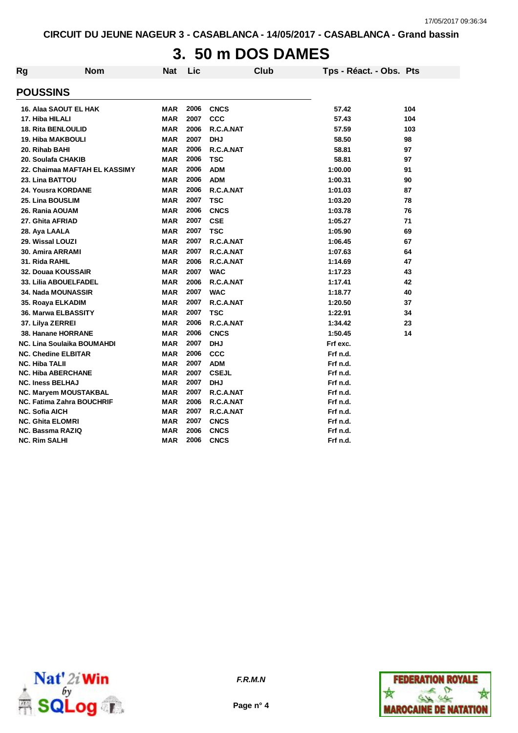CIRCUIT DU JEUNE NAGEUR 3 - CASABLANCA - 14/05/2017 - CASABLANCA - Grand bassin

# 3. 50 m DOS DAMES

## POUSSINS

| Rg | Nom | Nat | Lic | Club | Tps - Réact. - Obs. | Pts |
|---|---|---|---|---|---|---|
| 16. | Alaa SAOUT EL HAK | MAR | 2006 | CNCS | 57.42 | 104 |
| 17. | Hiba HILALI | MAR | 2007 | CCC | 57.43 | 104 |
| 18. | Rita BENLOULID | MAR | 2006 | R.C.A.NAT | 57.59 | 103 |
| 19. | Hiba MAKBOULI | MAR | 2007 | DHJ | 58.50 | 98 |
| 20. | Rihab BAHI | MAR | 2006 | R.C.A.NAT | 58.81 | 97 |
| 20. | Soulafa CHAKIB | MAR | 2006 | TSC | 58.81 | 97 |
| 22. | Chaimaa MAFTAH EL KASSIMY | MAR | 2006 | ADM | 1:00.00 | 91 |
| 23. | Lina BATTOU | MAR | 2006 | ADM | 1:00.31 | 90 |
| 24. | Yousra KORDANE | MAR | 2006 | R.C.A.NAT | 1:01.03 | 87 |
| 25. | Lina BOUSLIM | MAR | 2007 | TSC | 1:03.20 | 78 |
| 26. | Rania AOUAM | MAR | 2006 | CNCS | 1:03.78 | 76 |
| 27. | Ghita AFRIAD | MAR | 2007 | CSE | 1:05.27 | 71 |
| 28. | Aya LAALA | MAR | 2007 | TSC | 1:05.90 | 69 |
| 29. | Wissal LOUZI | MAR | 2007 | R.C.A.NAT | 1:06.45 | 67 |
| 30. | Amira ARRAMI | MAR | 2007 | R.C.A.NAT | 1:07.63 | 64 |
| 31. | Rida RAHIL | MAR | 2006 | R.C.A.NAT | 1:14.69 | 47 |
| 32. | Douaa KOUSSAIR | MAR | 2007 | WAC | 1:17.23 | 43 |
| 33. | Lilia ABOUELFADEL | MAR | 2006 | R.C.A.NAT | 1:17.41 | 42 |
| 34. | Nada MOUNASSIR | MAR | 2007 | WAC | 1:18.77 | 40 |
| 35. | Roaya ELKADIM | MAR | 2007 | R.C.A.NAT | 1:20.50 | 37 |
| 36. | Marwa ELBASSITY | MAR | 2007 | TSC | 1:22.91 | 34 |
| 37. | Lilya ZERREI | MAR | 2006 | R.C.A.NAT | 1:34.42 | 23 |
| 38. | Hanane HORRANE | MAR | 2006 | CNCS | 1:50.45 | 14 |
| NC. | Lina Soulaika BOUMAHDI | MAR | 2007 | DHJ | Frf exc. | |
| NC. | Chedine ELBITAR | MAR | 2006 | CCC | Frf n.d. | |
| NC. | Hiba TALII | MAR | 2007 | ADM | Frf n.d. | |
| NC. | Hiba ABERCHANE | MAR | 2007 | CSEJL | Frf n.d. | |
| NC. | Iness BELHAJ | MAR | 2007 | DHJ | Frf n.d. | |
| NC. | Maryem MOUSTAKBAL | MAR | 2007 | R.C.A.NAT | Frf n.d. | |
| NC. | Fatima Zahra BOUCHRIF | MAR | 2006 | R.C.A.NAT | Frf n.d. | |
| NC. | Sofia AICH | MAR | 2007 | R.C.A.NAT | Frf n.d. | |
| NC. | Ghita ELOMRI | MAR | 2007 | CNCS | Frf n.d. | |
| NC. | Bassma RAZIQ | MAR | 2006 | CNCS | Frf n.d. | |
| NC. | Rim SALHI | MAR | 2006 | CNCS | Frf n.d. | |

*F.R.M.N*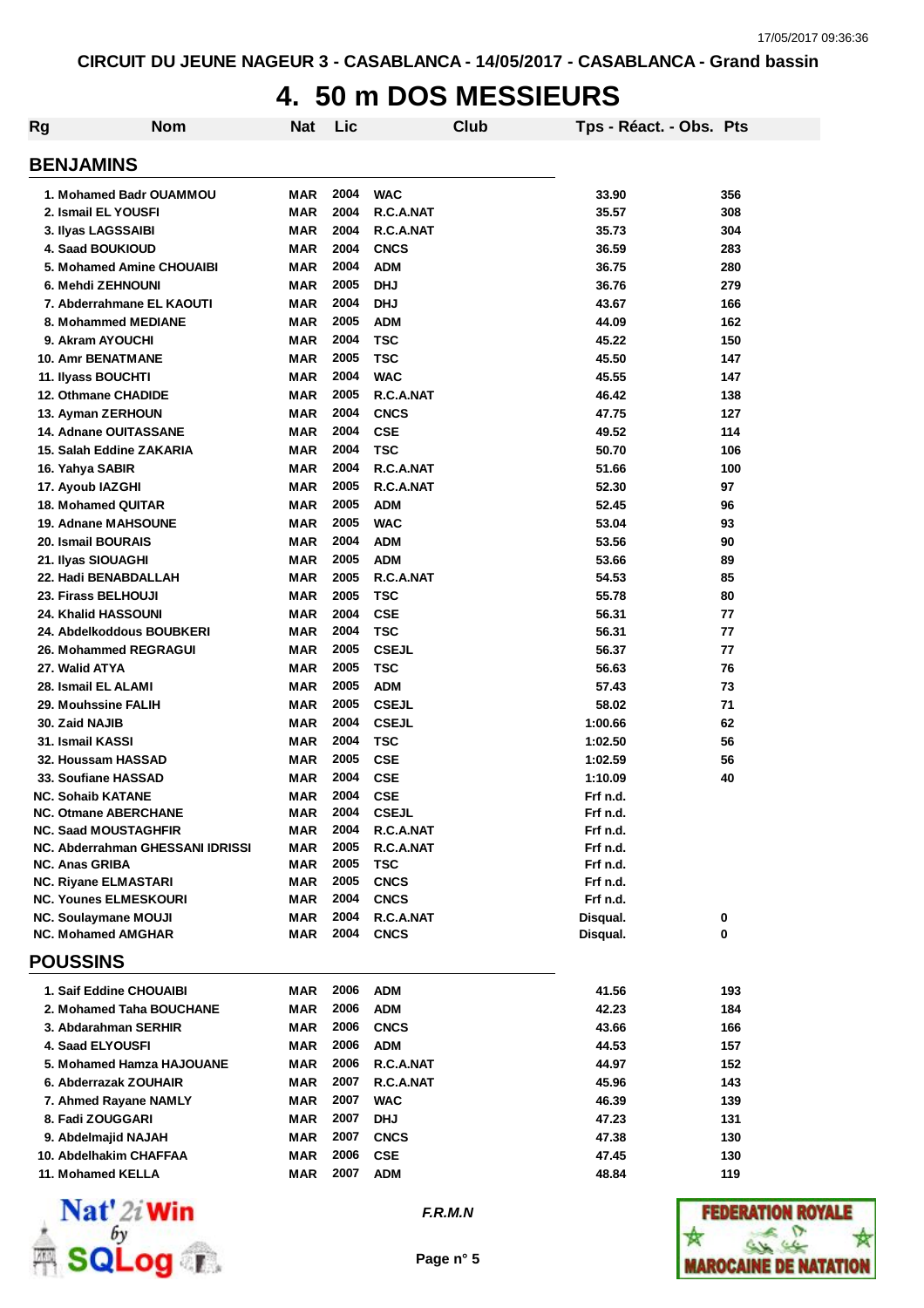CIRCUIT DU JEUNE NAGEUR 3 - CASABLANCA - 14/05/2017 - CASABLANCA - Grand bassin

# 4. 50 m DOS MESSIEURS

| Rg | Nom | Nat | Lic | Club | Tps - Réact. - Obs. | Pts |
|---|---|---|---|---|---|---|
| **BENJAMINS** | | | | | | |
| 1. | Mohamed Badr OUAMMOU | MAR | 2004 | WAC | 33.90 | 356 |
| 2. | Ismail EL YOUSFI | MAR | 2004 | R.C.A.NAT | 35.57 | 308 |
| 3. | Ilyas LAGSSAIBI | MAR | 2004 | R.C.A.NAT | 35.73 | 304 |
| 4. | Saad BOUKIOUD | MAR | 2004 | CNCS | 36.59 | 283 |
| 5. | Mohamed Amine CHOUAIBI | MAR | 2004 | ADM | 36.75 | 280 |
| 6. | Mehdi ZEHNOUNI | MAR | 2005 | DHJ | 36.76 | 279 |
| 7. | Abderrahmane EL KAOUTI | MAR | 2004 | DHJ | 43.67 | 166 |
| 8. | Mohammed MEDIANE | MAR | 2005 | ADM | 44.09 | 162 |
| 9. | Akram AYOUCHI | MAR | 2004 | TSC | 45.22 | 150 |
| 10. | Amr BENATMANE | MAR | 2005 | TSC | 45.50 | 147 |
| 11. | Ilyass BOUCHTI | MAR | 2004 | WAC | 45.55 | 147 |
| 12. | Othmane CHADIDE | MAR | 2005 | R.C.A.NAT | 46.42 | 138 |
| 13. | Ayman ZERHOUN | MAR | 2004 | CNCS | 47.75 | 127 |
| 14. | Adnane OUITASSANE | MAR | 2004 | CSE | 49.52 | 114 |
| 15. | Salah Eddine ZAKARIA | MAR | 2004 | TSC | 50.70 | 106 |
| 16. | Yahya SABIR | MAR | 2004 | R.C.A.NAT | 51.66 | 100 |
| 17. | Ayoub IAZGHI | MAR | 2005 | R.C.A.NAT | 52.30 | 97 |
| 18. | Mohamed QUITAR | MAR | 2005 | ADM | 52.45 | 96 |
| 19. | Adnane MAHSOUNE | MAR | 2005 | WAC | 53.04 | 93 |
| 20. | Ismail BOURAIS | MAR | 2004 | ADM | 53.56 | 90 |
| 21. | Ilyas SIOUAGHI | MAR | 2005 | ADM | 53.66 | 89 |
| 22. | Hadi BENABDALLAH | MAR | 2005 | R.C.A.NAT | 54.53 | 85 |
| 23. | Firass BELHOUJI | MAR | 2005 | TSC | 55.78 | 80 |
| 24. | Khalid HASSOUNI | MAR | 2004 | CSE | 56.31 | 77 |
| 24. | Abdelkoddous BOUBKERI | MAR | 2004 | TSC | 56.31 | 77 |
| 26. | Mohammed REGRAGUI | MAR | 2005 | CSEJL | 56.37 | 77 |
| 27. | Walid ATYA | MAR | 2005 | TSC | 56.63 | 76 |
| 28. | Ismail EL ALAMI | MAR | 2005 | ADM | 57.43 | 73 |
| 29. | Mouhssine FALIH | MAR | 2005 | CSEJL | 58.02 | 71 |
| 30. | Zaid NAJIB | MAR | 2004 | CSEJL | 1:00.66 | 62 |
| 31. | Ismail KASSI | MAR | 2004 | TSC | 1:02.50 | 56 |
| 32. | Houssam HASSAD | MAR | 2005 | CSE | 1:02.59 | 56 |
| 33. | Soufiane HASSAD | MAR | 2004 | CSE | 1:10.09 | 40 |
| NC. | Sohaib KATANE | MAR | 2004 | CSE | Frf n.d. | |
| NC. | Otmane ABERCHANE | MAR | 2004 | CSEJL | Frf n.d. | |
| NC. | Saad MOUSTAGHFIR | MAR | 2004 | R.C.A.NAT | Frf n.d. | |
| NC. | Abderrahman GHESSANI IDRISSI | MAR | 2005 | R.C.A.NAT | Frf n.d. | |
| NC. | Anas GRIBA | MAR | 2005 | TSC | Frf n.d. | |
| NC. | Riyane ELMASTARI | MAR | 2005 | CNCS | Frf n.d. | |
| NC. | Younes ELMESKOURI | MAR | 2004 | CNCS | Frf n.d. | |
| NC. | Soulaymane MOUJI | MAR | 2004 | R.C.A.NAT | Disqual. | 0 |
| NC. | Mohamed AMGHAR | MAR | 2004 | CNCS | Disqual. | 0 |
| **POUSSINS** | | | | | | |
| 1. | Saif Eddine CHOUAIBI | MAR | 2006 | ADM | 41.56 | 193 |
| 2. | Mohamed Taha BOUCHANE | MAR | 2006 | ADM | 42.23 | 184 |
| 3. | Abdarahman SERHIR | MAR | 2006 | CNCS | 43.66 | 166 |
| 4. | Saad ELYOUSFI | MAR | 2006 | ADM | 44.53 | 157 |
| 5. | Mohamed Hamza HAJOUANE | MAR | 2006 | R.C.A.NAT | 44.97 | 152 |
| 6. | Abderrazak ZOUHAIR | MAR | 2007 | R.C.A.NAT | 45.96 | 143 |
| 7. | Ahmed Rayane NAMLY | MAR | 2007 | WAC | 46.39 | 139 |
| 8. | Fadi ZOUGGARI | MAR | 2007 | DHJ | 47.23 | 131 |
| 9. | Abdelmajid NAJAH | MAR | 2007 | CNCS | 47.38 | 130 |
| 10. | Abdelhakim CHAFFAA | MAR | 2006 | CSE | 47.45 | 130 |
| 11. | Mohamed KELLA | MAR | 2007 | ADM | 48.84 | 119 |

*F.R.M.N*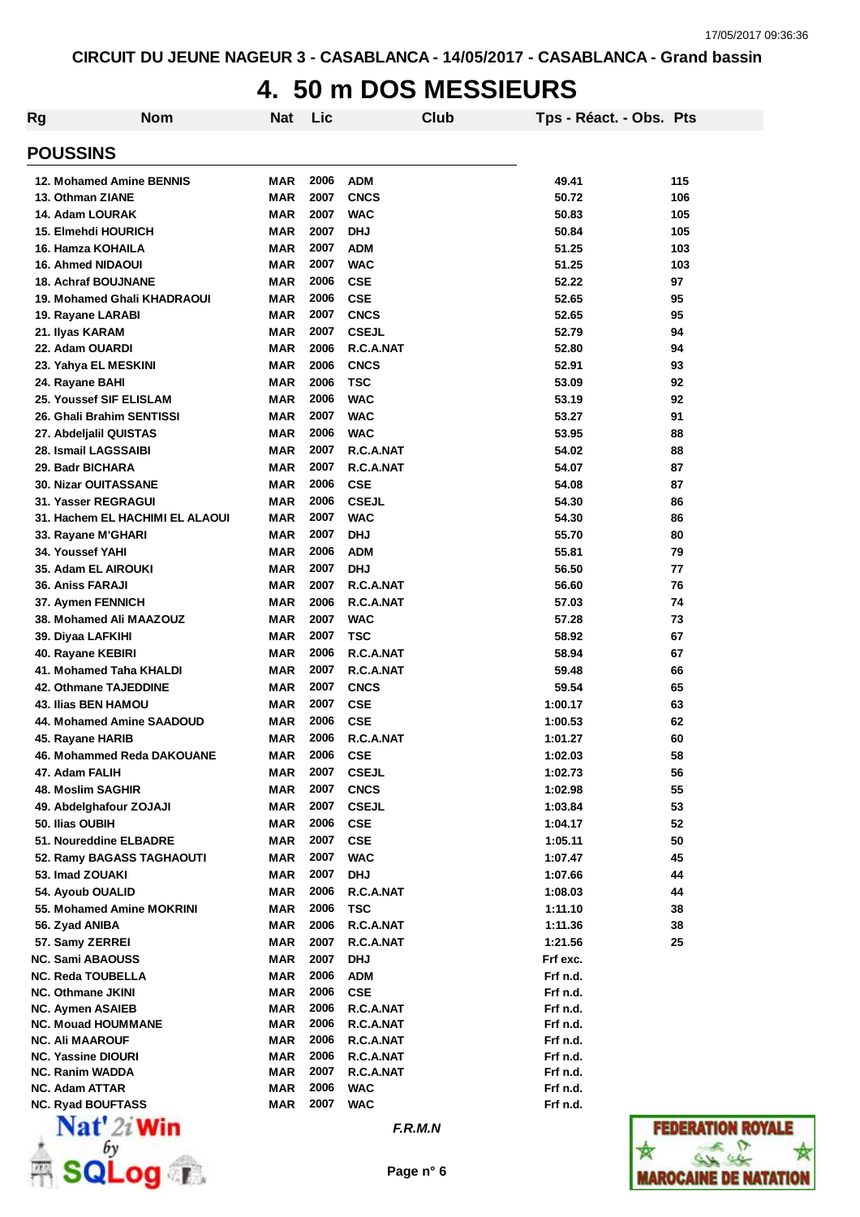CIRCUIT DU JEUNE NAGEUR 3 - CASABLANCA - 14/05/2017 - CASABLANCA - Grand bassin

# 4. 50 m DOS MESSIEURS

## POUSSINS

| Rg | Nom | Nat | Lic | Club | Tps - Réact. - Obs. | Pts |
|---|---|---|---|---|---|---|
| 12. | Mohamed Amine BENNIS | MAR | 2006 | ADM | 49.41 | 115 |
| 13. | Othman ZIANE | MAR | 2007 | CNCS | 50.72 | 106 |
| 14. | Adam LOURAK | MAR | 2007 | WAC | 50.83 | 105 |
| 15. | Elmehdi HOURICH | MAR | 2007 | DHJ | 50.84 | 105 |
| 16. | Hamza KOHAILA | MAR | 2007 | ADM | 51.25 | 103 |
| 16. | Ahmed NIDAOUI | MAR | 2007 | WAC | 51.25 | 103 |
| 18. | Achraf BOUJNANE | MAR | 2006 | CSE | 52.22 | 97 |
| 19. | Mohamed Ghali KHADRAOUI | MAR | 2006 | CSE | 52.65 | 95 |
| 19. | Rayane LARABI | MAR | 2007 | CNCS | 52.65 | 95 |
| 21. | Ilyas KARAM | MAR | 2007 | CSEJL | 52.79 | 94 |
| 22. | Adam OUARDI | MAR | 2006 | R.C.A.NAT | 52.80 | 94 |
| 23. | Yahya EL MESKINI | MAR | 2006 | CNCS | 52.91 | 93 |
| 24. | Rayane BAHI | MAR | 2006 | TSC | 53.09 | 92 |
| 25. | Youssef SIF ELISLAM | MAR | 2006 | WAC | 53.19 | 92 |
| 26. | Ghali Brahim SENTISSI | MAR | 2007 | WAC | 53.27 | 91 |
| 27. | Abdeljalil QUISTAS | MAR | 2006 | WAC | 53.95 | 88 |
| 28. | Ismail LAGSSAIBI | MAR | 2007 | R.C.A.NAT | 54.02 | 88 |
| 29. | Badr BICHARA | MAR | 2007 | R.C.A.NAT | 54.07 | 87 |
| 30. | Nizar OUITASSANE | MAR | 2006 | CSE | 54.08 | 87 |
| 31. | Yasser REGRAGUI | MAR | 2006 | CSEJL | 54.30 | 86 |
| 31. | Hachem EL HACHIMI EL ALAOUI | MAR | 2007 | WAC | 54.30 | 86 |
| 33. | Rayane M'GHARI | MAR | 2007 | DHJ | 55.70 | 80 |
| 34. | Youssef YAHI | MAR | 2006 | ADM | 55.81 | 79 |
| 35. | Adam EL AIROUKI | MAR | 2007 | DHJ | 56.50 | 77 |
| 36. | Aniss FARAJI | MAR | 2007 | R.C.A.NAT | 56.60 | 76 |
| 37. | Aymen FENNICH | MAR | 2006 | R.C.A.NAT | 57.03 | 74 |
| 38. | Mohamed Ali MAAZOUZ | MAR | 2007 | WAC | 57.28 | 73 |
| 39. | Diyaa LAFKIHI | MAR | 2007 | TSC | 58.92 | 67 |
| 40. | Rayane KEBIRI | MAR | 2006 | R.C.A.NAT | 58.94 | 67 |
| 41. | Mohamed Taha KHALDI | MAR | 2007 | R.C.A.NAT | 59.48 | 66 |
| 42. | Othmane TAJEDDINE | MAR | 2007 | CNCS | 59.54 | 65 |
| 43. | Ilias BEN HAMOU | MAR | 2007 | CSE | 1:00.17 | 63 |
| 44. | Mohamed Amine SAADOUD | MAR | 2006 | CSE | 1:00.53 | 62 |
| 45. | Rayane HARIB | MAR | 2006 | R.C.A.NAT | 1:01.27 | 60 |
| 46. | Mohammed Reda DAKOUANE | MAR | 2006 | CSE | 1:02.03 | 58 |
| 47. | Adam FALIH | MAR | 2007 | CSEJL | 1:02.73 | 56 |
| 48. | Moslim SAGHIR | MAR | 2007 | CNCS | 1:02.98 | 55 |
| 49. | Abdelghafour ZOJAJI | MAR | 2007 | CSEJL | 1:03.84 | 53 |
| 50. | Ilias OUBIH | MAR | 2006 | CSE | 1:04.17 | 52 |
| 51. | Noureddine ELBADRE | MAR | 2007 | CSE | 1:05.11 | 50 |
| 52. | Ramy BAGASS TAGHAOUTI | MAR | 2007 | WAC | 1:07.47 | 45 |
| 53. | Imad ZOUAKI | MAR | 2007 | DHJ | 1:07.66 | 44 |
| 54. | Ayoub OUALID | MAR | 2006 | R.C.A.NAT | 1:08.03 | 44 |
| 55. | Mohamed Amine MOKRINI | MAR | 2006 | TSC | 1:11.10 | 38 |
| 56. | Zyad ANIBA | MAR | 2006 | R.C.A.NAT | 1:11.36 | 38 |
| 57. | Samy ZERREI | MAR | 2007 | R.C.A.NAT | 1:21.56 | 25 |
| NC. | Sami ABAOUSS | MAR | 2007 | DHJ | Frf exc. | |
| NC. | Reda TOUBELLA | MAR | 2006 | ADM | Frf n.d. | |
| NC. | Othmane JKINI | MAR | 2006 | CSE | Frf n.d. | |
| NC. | Aymen ASAIEB | MAR | 2006 | R.C.A.NAT | Frf n.d. | |
| NC. | Mouad HOUMMANE | MAR | 2006 | R.C.A.NAT | Frf n.d. | |
| NC. | Ali MAAROUF | MAR | 2006 | R.C.A.NAT | Frf n.d. | |
| NC. | Yassine DIOURI | MAR | 2006 | R.C.A.NAT | Frf n.d. | |
| NC. | Ranim WADDA | MAR | 2007 | R.C.A.NAT | Frf n.d. | |
| NC. | Adam ATTAR | MAR | 2006 | WAC | Frf n.d. | |
| NC. | Ryad BOUFTASS | MAR | 2007 | WAC | Frf n.d. | |

*F.R.M.N*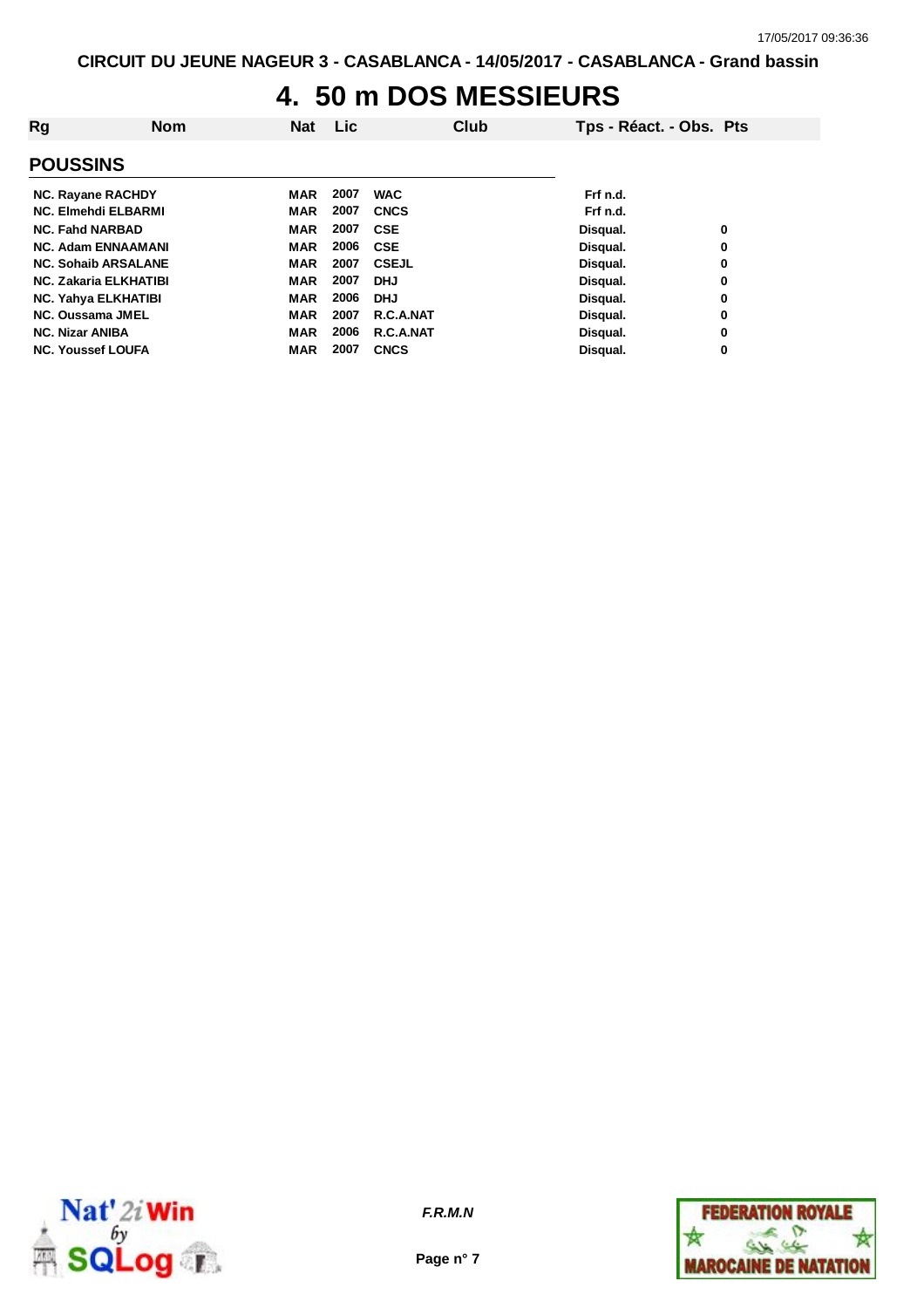CIRCUIT DU JEUNE NAGEUR 3 - CASABLANCA - 14/05/2017 - CASABLANCA - Grand bassin

# 4. 50 m DOS MESSIEURS

## POUSSINS

| Rg | Nom | Nat | Lic | Club | Tps - Réact. - Obs. | Pts |
|---|---|---|---|---|---|---|
| NC. | Rayane RACHDY | MAR | 2007 | WAC | Frf n.d. | |
| NC. | Elmehdi ELBARMI | MAR | 2007 | CNCS | Frf n.d. | |
| NC. | Fahd NARBAD | MAR | 2007 | CSE | Disqual. | 0 |
| NC. | Adam ENNAAMANI | MAR | 2006 | CSE | Disqual. | 0 |
| NC. | Sohaib ARSALANE | MAR | 2007 | CSEJL | Disqual. | 0 |
| NC. | Zakaria ELKHATIBI | MAR | 2007 | DHJ | Disqual. | 0 |
| NC. | Yahya ELKHATIBI | MAR | 2006 | DHJ | Disqual. | 0 |
| NC. | Oussama JMEL | MAR | 2007 | R.C.A.NAT | Disqual. | 0 |
| NC. | Nizar ANIBA | MAR | 2006 | R.C.A.NAT | Disqual. | 0 |
| NC. | Youssef LOUFA | MAR | 2007 | CNCS | Disqual. | 0 |

*F.R.M.N*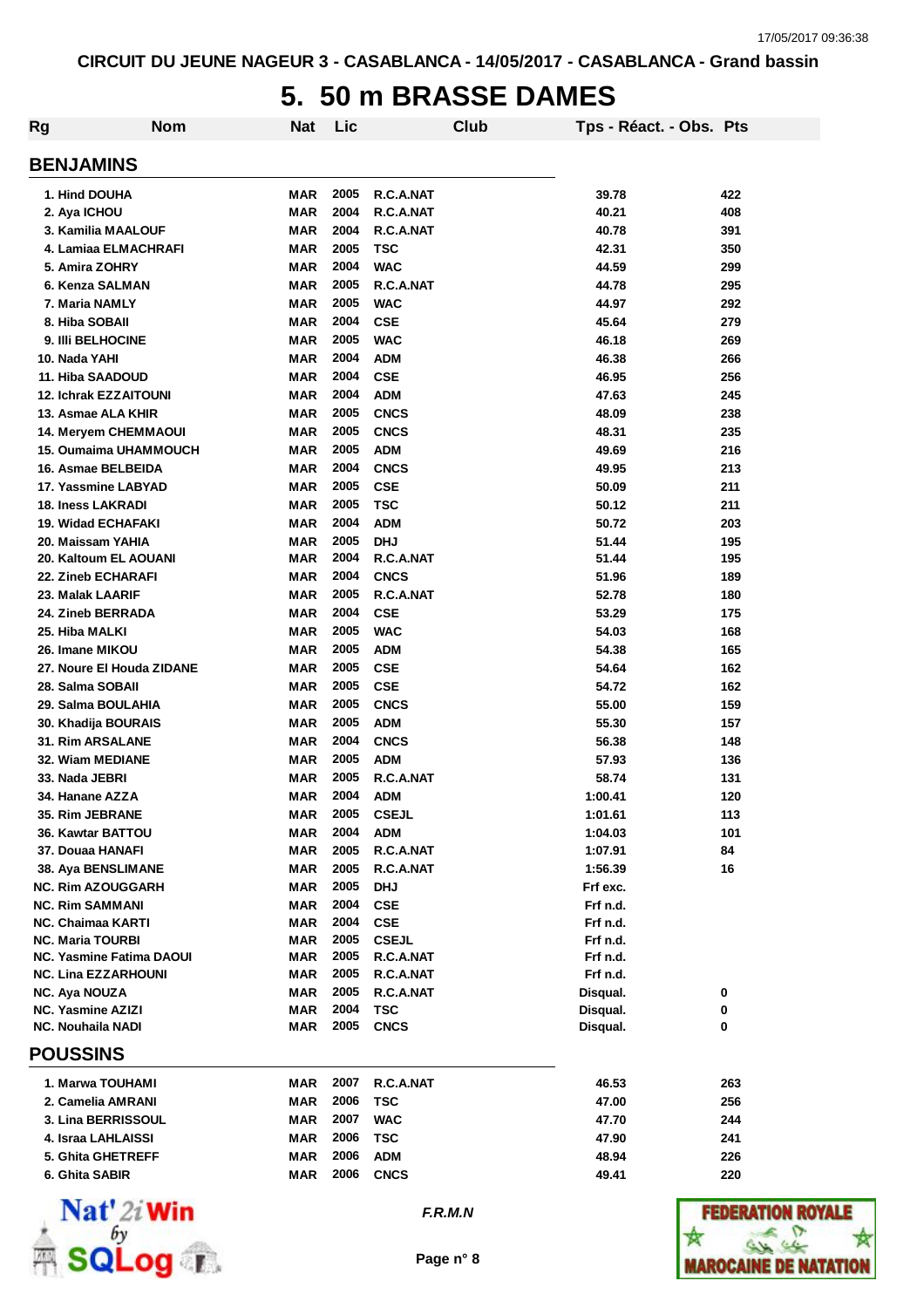CIRCUIT DU JEUNE NAGEUR 3 - CASABLANCA - 14/05/2017 - CASABLANCA - Grand bassin

# 5. 50 m BRASSE DAMES

| Rg | Nom | Nat | Lic | Club | Tps - Réact. - Obs. | Pts |
|---|---|---|---|---|---|---|

## BENJAMINS

| Rg | Nom | Nat | Lic | Club | Tps - Réact. - Obs. | Pts |
|---|---|---|---|---|---|---|
| 1. | Hind DOUHA | MAR | 2005 | R.C.A.NAT | 39.78 | 422 |
| 2. | Aya ICHOU | MAR | 2004 | R.C.A.NAT | 40.21 | 408 |
| 3. | Kamilia MAALOUF | MAR | 2004 | R.C.A.NAT | 40.78 | 391 |
| 4. | Lamiaa ELMACHRAFI | MAR | 2005 | TSC | 42.31 | 350 |
| 5. | Amira ZOHRY | MAR | 2004 | WAC | 44.59 | 299 |
| 6. | Kenza SALMAN | MAR | 2005 | R.C.A.NAT | 44.78 | 295 |
| 7. | Maria NAMLY | MAR | 2005 | WAC | 44.97 | 292 |
| 8. | Hiba SOBAII | MAR | 2004 | CSE | 45.64 | 279 |
| 9. | Illi BELHOCINE | MAR | 2005 | WAC | 46.18 | 269 |
| 10. | Nada YAHI | MAR | 2004 | ADM | 46.38 | 266 |
| 11. | Hiba SAADOUD | MAR | 2004 | CSE | 46.95 | 256 |
| 12. | Ichrak EZZAITOUNI | MAR | 2004 | ADM | 47.63 | 245 |
| 13. | Asmae ALA KHIR | MAR | 2005 | CNCS | 48.09 | 238 |
| 14. | Meryem CHEMMAOUI | MAR | 2005 | CNCS | 48.31 | 235 |
| 15. | Oumaima UHAMMOUCH | MAR | 2005 | ADM | 49.69 | 216 |
| 16. | Asmae BELBEIDA | MAR | 2004 | CNCS | 49.95 | 213 |
| 17. | Yassmine LABYAD | MAR | 2005 | CSE | 50.09 | 211 |
| 18. | Iness LAKRADI | MAR | 2005 | TSC | 50.12 | 211 |
| 19. | Widad ECHAFAKI | MAR | 2004 | ADM | 50.72 | 203 |
| 20. | Maissam YAHIA | MAR | 2005 | DHJ | 51.44 | 195 |
| 20. | Kaltoum EL AOUANI | MAR | 2004 | R.C.A.NAT | 51.44 | 195 |
| 22. | Zineb ECHARAFI | MAR | 2004 | CNCS | 51.96 | 189 |
| 23. | Malak LAARIF | MAR | 2005 | R.C.A.NAT | 52.78 | 180 |
| 24. | Zineb BERRADA | MAR | 2004 | CSE | 53.29 | 175 |
| 25. | Hiba MALKI | MAR | 2005 | WAC | 54.03 | 168 |
| 26. | Imane MIKOU | MAR | 2005 | ADM | 54.38 | 165 |
| 27. | Noure El Houda ZIDANE | MAR | 2005 | CSE | 54.64 | 162 |
| 28. | Salma SOBAII | MAR | 2005 | CSE | 54.72 | 162 |
| 29. | Salma BOULAHIA | MAR | 2005 | CNCS | 55.00 | 159 |
| 30. | Khadija BOURAIS | MAR | 2005 | ADM | 55.30 | 157 |
| 31. | Rim ARSALANE | MAR | 2004 | CNCS | 56.38 | 148 |
| 32. | Wiam MEDIANE | MAR | 2005 | ADM | 57.93 | 136 |
| 33. | Nada JEBRI | MAR | 2005 | R.C.A.NAT | 58.74 | 131 |
| 34. | Hanane AZZA | MAR | 2004 | ADM | 1:00.41 | 120 |
| 35. | Rim JEBRANE | MAR | 2005 | CSEJL | 1:01.61 | 113 |
| 36. | Kawtar BATTOU | MAR | 2004 | ADM | 1:04.03 | 101 |
| 37. | Douaa HANAFI | MAR | 2005 | R.C.A.NAT | 1:07.91 | 84 |
| 38. | Aya BENSLIMANE | MAR | 2005 | R.C.A.NAT | 1:56.39 | 16 |
| NC. | Rim AZOUGGARH | MAR | 2005 | DHJ | Frf exc. | |
| NC. | Rim SAMMANI | MAR | 2004 | CSE | Frf n.d. | |
| NC. | Chaimaa KARTI | MAR | 2004 | CSE | Frf n.d. | |
| NC. | Maria TOURBI | MAR | 2005 | CSEJL | Frf n.d. | |
| NC. | Yasmine Fatima DAOUI | MAR | 2005 | R.C.A.NAT | Frf n.d. | |
| NC. | Lina EZZARHOUNI | MAR | 2005 | R.C.A.NAT | Frf n.d. | |
| NC. | Aya NOUZA | MAR | 2005 | R.C.A.NAT | Disqual. | 0 |
| NC. | Yasmine AZIZI | MAR | 2004 | TSC | Disqual. | 0 |
| NC. | Nouhaila NADI | MAR | 2005 | CNCS | Disqual. | 0 |

## POUSSINS

| Rg | Nom | Nat | Lic | Club | Tps - Réact. - Obs. | Pts |
|---|---|---|---|---|---|---|
| 1. | Marwa TOUHAMI | MAR | 2007 | R.C.A.NAT | 46.53 | 263 |
| 2. | Camelia AMRANI | MAR | 2006 | TSC | 47.00 | 256 |
| 3. | Lina BERRISSOUL | MAR | 2007 | WAC | 47.70 | 244 |
| 4. | Israa LAHLAISSI | MAR | 2006 | TSC | 47.90 | 241 |
| 5. | Ghita GHETREFF | MAR | 2006 | ADM | 48.94 | 226 |
| 6. | Ghita SABIR | MAR | 2006 | CNCS | 49.41 | 220 |

*F.R.M.N*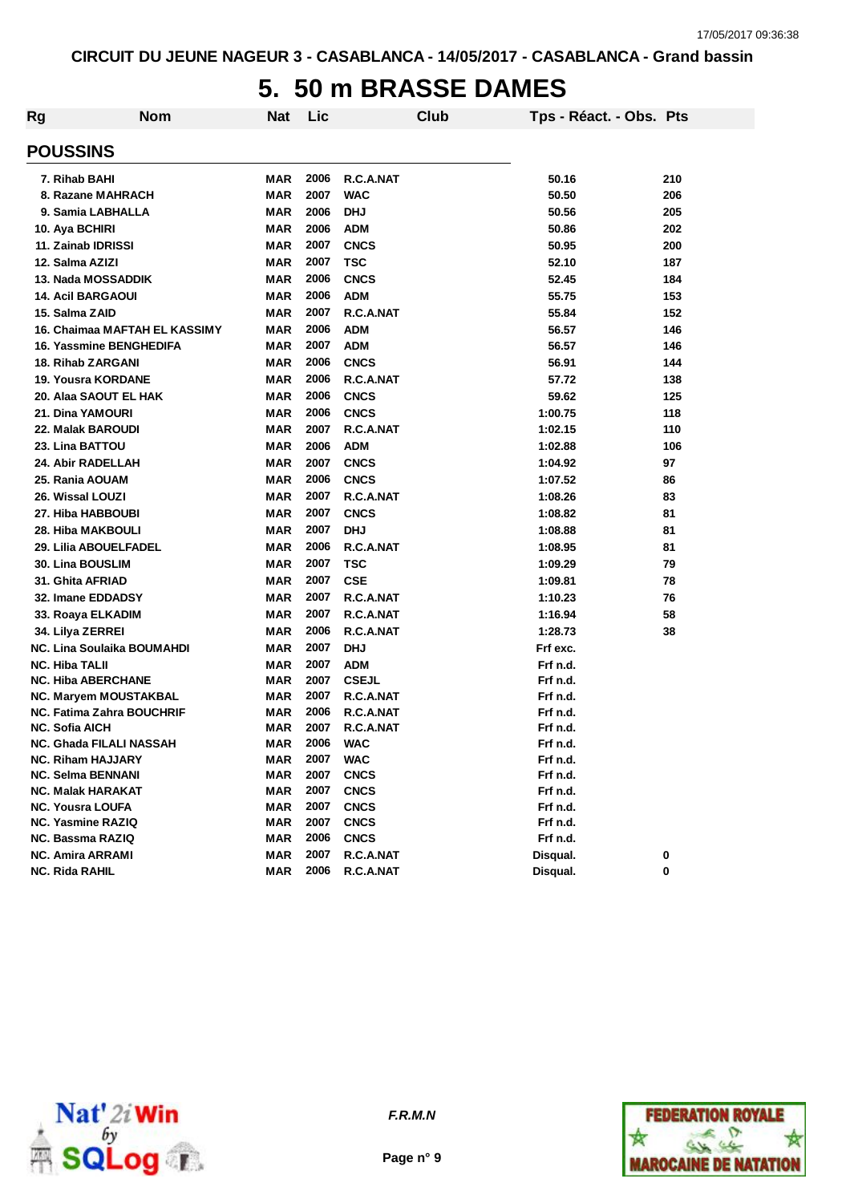CIRCUIT DU JEUNE NAGEUR 3 - CASABLANCA - 14/05/2017 - CASABLANCA - Grand bassin

# 5. 50 m BRASSE DAMES

## POUSSINS

| Rg | Nom | Nat | Lic | Club | Tps - Réact. - Obs. | Pts |
|---|---|---|---|---|---|---|
| 7. | Rihab BAHI | MAR | 2006 | R.C.A.NAT | 50.16 | 210 |
| 8. | Razane MAHRACH | MAR | 2007 | WAC | 50.50 | 206 |
| 9. | Samia LABHALLA | MAR | 2006 | DHJ | 50.56 | 205 |
| 10. | Aya BCHIRI | MAR | 2006 | ADM | 50.86 | 202 |
| 11. | Zainab IDRISSI | MAR | 2007 | CNCS | 50.95 | 200 |
| 12. | Salma AZIZI | MAR | 2007 | TSC | 52.10 | 187 |
| 13. | Nada MOSSADDIK | MAR | 2006 | CNCS | 52.45 | 184 |
| 14. | Acil BARGAOUI | MAR | 2006 | ADM | 55.75 | 153 |
| 15. | Salma ZAID | MAR | 2007 | R.C.A.NAT | 55.84 | 152 |
| 16. | Chaimaa MAFTAH EL KASSIMY | MAR | 2006 | ADM | 56.57 | 146 |
| 16. | Yassmine BENGHEDIFA | MAR | 2007 | ADM | 56.57 | 146 |
| 18. | Rihab ZARGANI | MAR | 2006 | CNCS | 56.91 | 144 |
| 19. | Yousra KORDANE | MAR | 2006 | R.C.A.NAT | 57.72 | 138 |
| 20. | Alaa SAOUT EL HAK | MAR | 2006 | CNCS | 59.62 | 125 |
| 21. | Dina YAMOURI | MAR | 2006 | CNCS | 1:00.75 | 118 |
| 22. | Malak BAROUDI | MAR | 2007 | R.C.A.NAT | 1:02.15 | 110 |
| 23. | Lina BATTOU | MAR | 2006 | ADM | 1:02.88 | 106 |
| 24. | Abir RADELLAH | MAR | 2007 | CNCS | 1:04.92 | 97 |
| 25. | Rania AOUAM | MAR | 2006 | CNCS | 1:07.52 | 86 |
| 26. | Wissal LOUZI | MAR | 2007 | R.C.A.NAT | 1:08.26 | 83 |
| 27. | Hiba HABBOUBI | MAR | 2007 | CNCS | 1:08.82 | 81 |
| 28. | Hiba MAKBOULI | MAR | 2007 | DHJ | 1:08.88 | 81 |
| 29. | Lilia ABOUELFADEL | MAR | 2006 | R.C.A.NAT | 1:08.95 | 81 |
| 30. | Lina BOUSLIM | MAR | 2007 | TSC | 1:09.29 | 79 |
| 31. | Ghita AFRIAD | MAR | 2007 | CSE | 1:09.81 | 78 |
| 32. | Imane EDDADSY | MAR | 2007 | R.C.A.NAT | 1:10.23 | 76 |
| 33. | Roaya ELKADIM | MAR | 2007 | R.C.A.NAT | 1:16.94 | 58 |
| 34. | Lilya ZERREI | MAR | 2006 | R.C.A.NAT | 1:28.73 | 38 |
| NC. | Lina Soulaika BOUMAHDI | MAR | 2007 | DHJ | Frf exc. | |
| NC. | Hiba TALII | MAR | 2007 | ADM | Frf n.d. | |
| NC. | Hiba ABERCHANE | MAR | 2007 | CSEJL | Frf n.d. | |
| NC. | Maryem MOUSTAKBAL | MAR | 2007 | R.C.A.NAT | Frf n.d. | |
| NC. | Fatima Zahra BOUCHRIF | MAR | 2006 | R.C.A.NAT | Frf n.d. | |
| NC. | Sofia AICH | MAR | 2007 | R.C.A.NAT | Frf n.d. | |
| NC. | Ghada FILALI NASSAH | MAR | 2006 | WAC | Frf n.d. | |
| NC. | Riham HAJJARY | MAR | 2007 | WAC | Frf n.d. | |
| NC. | Selma BENNANI | MAR | 2007 | CNCS | Frf n.d. | |
| NC. | Malak HARAKAT | MAR | 2007 | CNCS | Frf n.d. | |
| NC. | Yousra LOUFA | MAR | 2007 | CNCS | Frf n.d. | |
| NC. | Yasmine RAZIQ | MAR | 2007 | CNCS | Frf n.d. | |
| NC. | Bassma RAZIQ | MAR | 2006 | CNCS | Frf n.d. | |
| NC. | Amira ARRAMI | MAR | 2007 | R.C.A.NAT | Disqual. | 0 |
| NC. | Rida RAHIL | MAR | 2006 | R.C.A.NAT | Disqual. | 0 |

*F.R.M.N*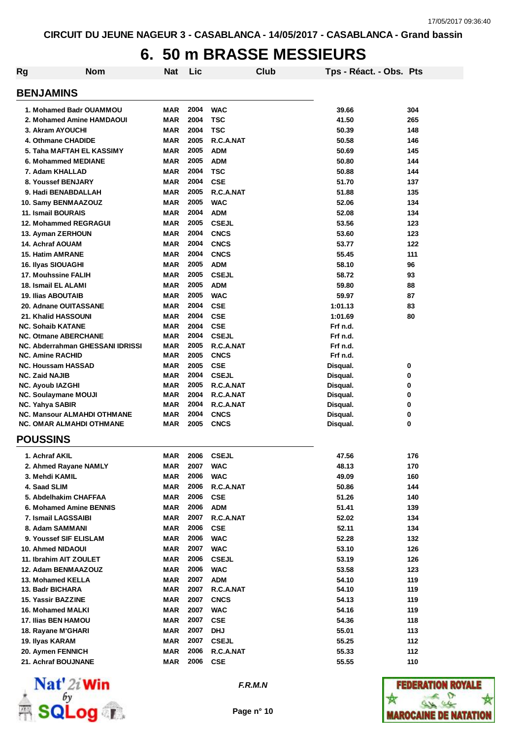CIRCUIT DU JEUNE NAGEUR 3 - CASABLANCA - 14/05/2017 - CASABLANCA - Grand bassin

# 6. 50 m BRASSE MESSIEURS

## BENJAMINS

| Rg | Nom | Nat | Lic | Club | Tps - Réact. - Obs. | Pts |
|---|---|---|---|---|---|---|
| 1. | Mohamed Badr OUAMMOU | MAR | 2004 | WAC | 39.66 | 304 |
| 2. | Mohamed Amine HAMDAOUI | MAR | 2004 | TSC | 41.50 | 265 |
| 3. | Akram AYOUCHI | MAR | 2004 | TSC | 50.39 | 148 |
| 4. | Othmane CHADIDE | MAR | 2005 | R.C.A.NAT | 50.58 | 146 |
| 5. | Taha MAFTAH EL KASSIMY | MAR | 2005 | ADM | 50.69 | 145 |
| 6. | Mohammed MEDIANE | MAR | 2005 | ADM | 50.80 | 144 |
| 7. | Adam KHALLAD | MAR | 2004 | TSC | 50.88 | 144 |
| 8. | Youssef BENJARY | MAR | 2004 | CSE | 51.70 | 137 |
| 9. | Hadi BENABDALLAH | MAR | 2005 | R.C.A.NAT | 51.88 | 135 |
| 10. | Samy BENMAAZOUZ | MAR | 2005 | WAC | 52.06 | 134 |
| 11. | Ismail BOURAIS | MAR | 2004 | ADM | 52.08 | 134 |
| 12. | Mohammed REGRAGUI | MAR | 2005 | CSEJL | 53.56 | 123 |
| 13. | Ayman ZERHOUN | MAR | 2004 | CNCS | 53.60 | 123 |
| 14. | Achraf AOUAM | MAR | 2004 | CNCS | 53.77 | 122 |
| 15. | Hatim AMRANE | MAR | 2004 | CNCS | 55.45 | 111 |
| 16. | Ilyas SIOUAGHI | MAR | 2005 | ADM | 58.10 | 96 |
| 17. | Mouhssine FALIH | MAR | 2005 | CSEJL | 58.72 | 93 |
| 18. | Ismail EL ALAMI | MAR | 2005 | ADM | 59.80 | 88 |
| 19. | Ilias ABOUTAIB | MAR | 2005 | WAC | 59.97 | 87 |
| 20. | Adnane OUITASSANE | MAR | 2004 | CSE | 1:01.13 | 83 |
| 21. | Khalid HASSOUNI | MAR | 2004 | CSE | 1:01.69 | 80 |
| NC. | Sohaib KATANE | MAR | 2004 | CSE | Frf n.d. | |
| NC. | Otmane ABERCHANE | MAR | 2004 | CSEJL | Frf n.d. | |
| NC. | Abderrahman GHESSANI IDRISSI | MAR | 2005 | R.C.A.NAT | Frf n.d. | |
| NC. | Amine RACHID | MAR | 2005 | CNCS | Frf n.d. | |
| NC. | Houssam HASSAD | MAR | 2005 | CSE | Disqual. | 0 |
| NC. | Zaid NAJIB | MAR | 2004 | CSEJL | Disqual. | 0 |
| NC. | Ayoub IAZGHI | MAR | 2005 | R.C.A.NAT | Disqual. | 0 |
| NC. | Soulaymane MOUJI | MAR | 2004 | R.C.A.NAT | Disqual. | 0 |
| NC. | Yahya SABIR | MAR | 2004 | R.C.A.NAT | Disqual. | 0 |
| NC. | Mansour ALMAHDI OTHMANE | MAR | 2004 | CNCS | Disqual. | 0 |
| NC. | OMAR ALMAHDI OTHMANE | MAR | 2005 | CNCS | Disqual. | 0 |

## POUSSINS

| Rg | Nom | Nat | Lic | Club | Tps - Réact. - Obs. | Pts |
|---|---|---|---|---|---|---|
| 1. | Achraf AKIL | MAR | 2006 | CSEJL | 47.56 | 176 |
| 2. | Ahmed Rayane NAMLY | MAR | 2007 | WAC | 48.13 | 170 |
| 3. | Mehdi KAMIL | MAR | 2006 | WAC | 49.09 | 160 |
| 4. | Saad SLIM | MAR | 2006 | R.C.A.NAT | 50.86 | 144 |
| 5. | Abdelhakim CHAFFAA | MAR | 2006 | CSE | 51.26 | 140 |
| 6. | Mohamed Amine BENNIS | MAR | 2006 | ADM | 51.41 | 139 |
| 7. | Ismail LAGSSAIBI | MAR | 2007 | R.C.A.NAT | 52.02 | 134 |
| 8. | Adam SAMMANI | MAR | 2006 | CSE | 52.11 | 134 |
| 9. | Youssef SIF ELISLAM | MAR | 2006 | WAC | 52.28 | 132 |
| 10. | Ahmed NIDAOUI | MAR | 2007 | WAC | 53.10 | 126 |
| 11. | Ibrahim AIT ZOULET | MAR | 2006 | CSEJL | 53.19 | 126 |
| 12. | Adam BENMAAZOUZ | MAR | 2006 | WAC | 53.58 | 123 |
| 13. | Mohamed KELLA | MAR | 2007 | ADM | 54.10 | 119 |
| 13. | Badr BICHARA | MAR | 2007 | R.C.A.NAT | 54.10 | 119 |
| 15. | Yassir BAZZINE | MAR | 2007 | CNCS | 54.13 | 119 |
| 16. | Mohamed MALKI | MAR | 2007 | WAC | 54.16 | 119 |
| 17. | Ilias BEN HAMOU | MAR | 2007 | CSE | 54.36 | 118 |
| 18. | Rayane M'GHARI | MAR | 2007 | DHJ | 55.01 | 113 |
| 19. | Ilyas KARAM | MAR | 2007 | CSEJL | 55.25 | 112 |
| 20. | Aymen FENNICH | MAR | 2006 | R.C.A.NAT | 55.33 | 112 |
| 21. | Achraf BOUJNANE | MAR | 2006 | CSE | 55.55 | 110 |

F.R.M.N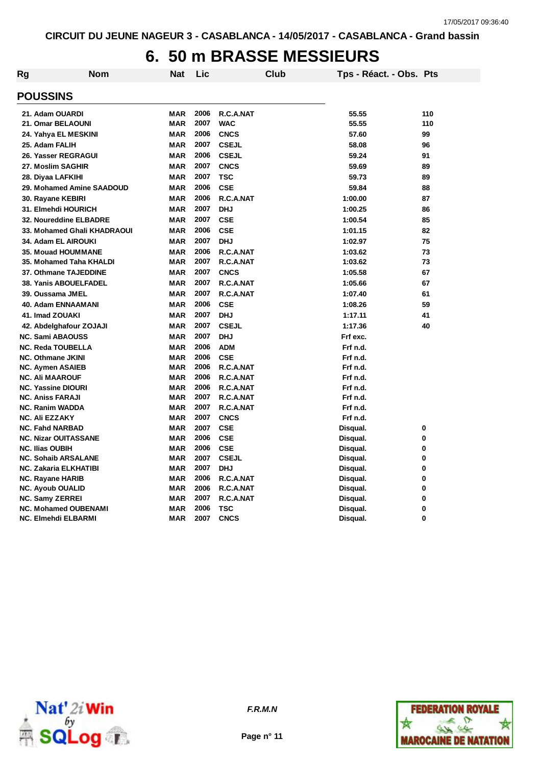CIRCUIT DU JEUNE NAGEUR 3 - CASABLANCA - 14/05/2017 - CASABLANCA - Grand bassin

# 6. 50 m BRASSE MESSIEURS

## POUSSINS

| Rg | Nom | Nat | Lic | Club | Tps - Réact. - Obs. | Pts |
|---|---|---|---|---|---|---|
| 21. | Adam OUARDI | MAR | 2006 | R.C.A.NAT | 55.55 | 110 |
| 21. | Omar BELAOUNI | MAR | 2007 | WAC | 55.55 | 110 |
| 24. | Yahya EL MESKINI | MAR | 2006 | CNCS | 57.60 | 99 |
| 25. | Adam FALIH | MAR | 2007 | CSEJL | 58.08 | 96 |
| 26. | Yasser REGRAGUI | MAR | 2006 | CSEJL | 59.24 | 91 |
| 27. | Moslim SAGHIR | MAR | 2007 | CNCS | 59.69 | 89 |
| 28. | Diyaa LAFKIHI | MAR | 2007 | TSC | 59.73 | 89 |
| 29. | Mohamed Amine SAADOUD | MAR | 2006 | CSE | 59.84 | 88 |
| 30. | Rayane KEBIRI | MAR | 2006 | R.C.A.NAT | 1:00.00 | 87 |
| 31. | Elmehdi HOURICH | MAR | 2007 | DHJ | 1:00.25 | 86 |
| 32. | Noureddine ELBADRE | MAR | 2007 | CSE | 1:00.54 | 85 |
| 33. | Mohamed Ghali KHADRAOUI | MAR | 2006 | CSE | 1:01.15 | 82 |
| 34. | Adam EL AIROUKI | MAR | 2007 | DHJ | 1:02.97 | 75 |
| 35. | Mouad HOUMMANE | MAR | 2006 | R.C.A.NAT | 1:03.62 | 73 |
| 35. | Mohamed Taha KHALDI | MAR | 2007 | R.C.A.NAT | 1:03.62 | 73 |
| 37. | Othmane TAJEDDINE | MAR | 2007 | CNCS | 1:05.58 | 67 |
| 38. | Yanis ABOUELFADEL | MAR | 2007 | R.C.A.NAT | 1:05.66 | 67 |
| 39. | Oussama JMEL | MAR | 2007 | R.C.A.NAT | 1:07.40 | 61 |
| 40. | Adam ENNAAMANI | MAR | 2006 | CSE | 1:08.26 | 59 |
| 41. | Imad ZOUAKI | MAR | 2007 | DHJ | 1:17.11 | 41 |
| 42. | Abdelghafour ZOJAJI | MAR | 2007 | CSEJL | 1:17.36 | 40 |
| NC. | Sami ABAOUSS | MAR | 2007 | DHJ | Frf exc. | |
| NC. | Reda TOUBELLA | MAR | 2006 | ADM | Frf n.d. | |
| NC. | Othmane JKINI | MAR | 2006 | CSE | Frf n.d. | |
| NC. | Aymen ASAIEB | MAR | 2006 | R.C.A.NAT | Frf n.d. | |
| NC. | Ali MAAROUF | MAR | 2006 | R.C.A.NAT | Frf n.d. | |
| NC. | Yassine DIOURI | MAR | 2006 | R.C.A.NAT | Frf n.d. | |
| NC. | Aniss FARAJI | MAR | 2007 | R.C.A.NAT | Frf n.d. | |
| NC. | Ranim WADDA | MAR | 2007 | R.C.A.NAT | Frf n.d. | |
| NC. | Ali EZZAKY | MAR | 2007 | CNCS | Frf n.d. | |
| NC. | Fahd NARBAD | MAR | 2007 | CSE | Disqual. | 0 |
| NC. | Nizar OUITASSANE | MAR | 2006 | CSE | Disqual. | 0 |
| NC. | Ilias OUBIH | MAR | 2006 | CSE | Disqual. | 0 |
| NC. | Sohaib ARSALANE | MAR | 2007 | CSEJL | Disqual. | 0 |
| NC. | Zakaria ELKHATIBI | MAR | 2007 | DHJ | Disqual. | 0 |
| NC. | Rayane HARIB | MAR | 2006 | R.C.A.NAT | Disqual. | 0 |
| NC. | Ayoub OUALID | MAR | 2006 | R.C.A.NAT | Disqual. | 0 |
| NC. | Samy ZERREI | MAR | 2007 | R.C.A.NAT | Disqual. | 0 |
| NC. | Mohamed OUBENAMI | MAR | 2006 | TSC | Disqual. | 0 |
| NC. | Elmehdi ELBARMI | MAR | 2007 | CNCS | Disqual. | 0 |

*F.R.M.N*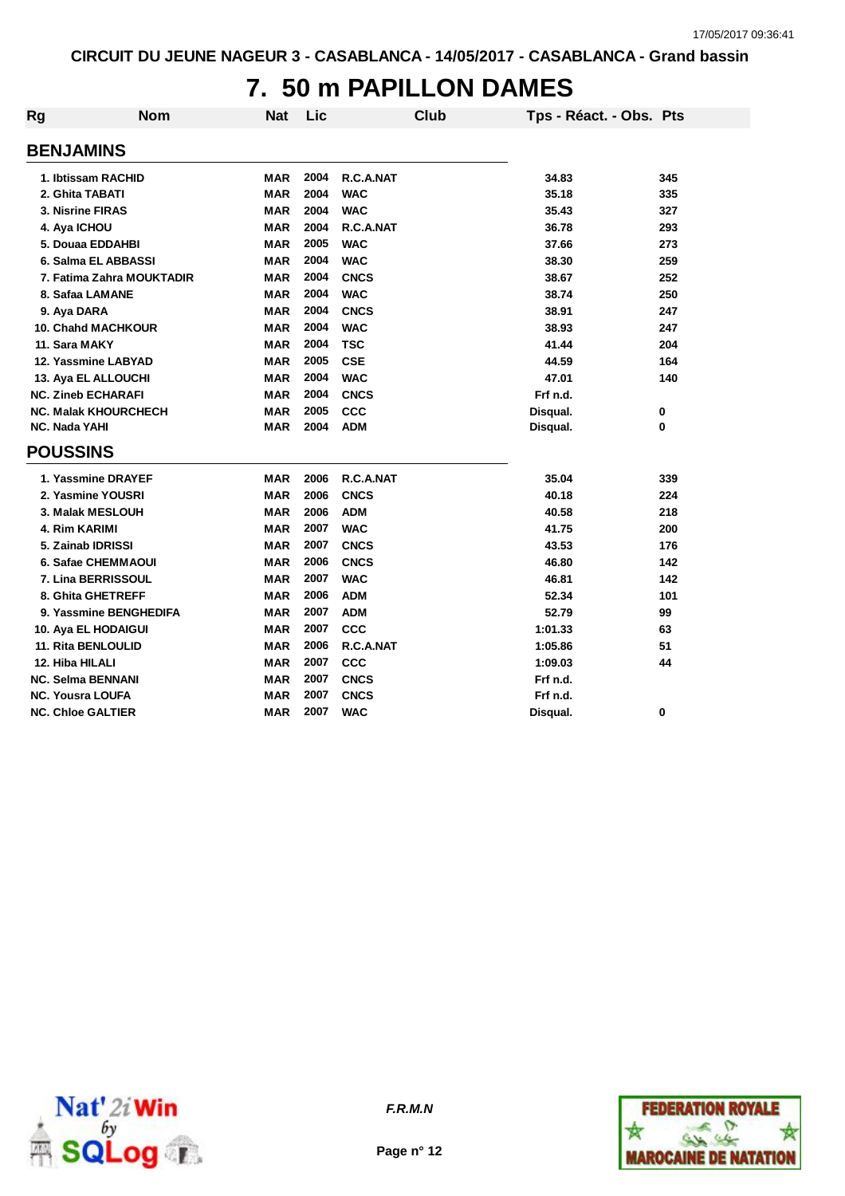CIRCUIT DU JEUNE NAGEUR 3 - CASABLANCA - 14/05/2017 - CASABLANCA - Grand bassin

# 7. 50 m PAPILLON DAMES

| Rg | Nom | Nat | Lic | Club | Tps - Réact. - Obs. | Pts |
|---|---|---|---|---|---|---|
| **BENJAMINS** | | | | | | |
| 1. | Ibtissam RACHID | MAR | 2004 | R.C.A.NAT | 34.83 | 345 |
| 2. | Ghita TABATI | MAR | 2004 | WAC | 35.18 | 335 |
| 3. | Nisrine FIRAS | MAR | 2004 | WAC | 35.43 | 327 |
| 4. | Aya ICHOU | MAR | 2004 | R.C.A.NAT | 36.78 | 293 |
| 5. | Douaa EDDAHBI | MAR | 2005 | WAC | 37.66 | 273 |
| 6. | Salma EL ABBASSI | MAR | 2004 | WAC | 38.30 | 259 |
| 7. | Fatima Zahra MOUKTADIR | MAR | 2004 | CNCS | 38.67 | 252 |
| 8. | Safaa LAMANE | MAR | 2004 | WAC | 38.74 | 250 |
| 9. | Aya DARA | MAR | 2004 | CNCS | 38.91 | 247 |
| 10. | Chahd MACHKOUR | MAR | 2004 | WAC | 38.93 | 247 |
| 11. | Sara MAKY | MAR | 2004 | TSC | 41.44 | 204 |
| 12. | Yassmine LABYAD | MAR | 2005 | CSE | 44.59 | 164 |
| 13. | Aya EL ALLOUCHI | MAR | 2004 | WAC | 47.01 | 140 |
| NC. | Zineb ECHARAFI | MAR | 2004 | CNCS | Frf n.d. | |
| NC. | Malak KHOURCHECH | MAR | 2005 | CCC | Disqual. | 0 |
| NC. | Nada YAHI | MAR | 2004 | ADM | Disqual. | 0 |
| **POUSSINS** | | | | | | |
| 1. | Yassmine DRAYEF | MAR | 2006 | R.C.A.NAT | 35.04 | 339 |
| 2. | Yasmine YOUSRI | MAR | 2006 | CNCS | 40.18 | 224 |
| 3. | Malak MESLOUH | MAR | 2006 | ADM | 40.58 | 218 |
| 4. | Rim KARIMI | MAR | 2007 | WAC | 41.75 | 200 |
| 5. | Zainab IDRISSI | MAR | 2007 | CNCS | 43.53 | 176 |
| 6. | Safae CHEMMAOUI | MAR | 2006 | CNCS | 46.80 | 142 |
| 7. | Lina BERRISSOUL | MAR | 2007 | WAC | 46.81 | 142 |
| 8. | Ghita GHETREFF | MAR | 2006 | ADM | 52.34 | 101 |
| 9. | Yassmine BENGHEDIFA | MAR | 2007 | ADM | 52.79 | 99 |
| 10. | Aya EL HODAIGUI | MAR | 2007 | CCC | 1:01.33 | 63 |
| 11. | Rita BENLOULID | MAR | 2006 | R.C.A.NAT | 1:05.86 | 51 |
| 12. | Hiba HILALI | MAR | 2007 | CCC | 1:09.03 | 44 |
| NC. | Selma BENNANI | MAR | 2007 | CNCS | Frf n.d. | |
| NC. | Yousra LOUFA | MAR | 2007 | CNCS | Frf n.d. | |
| NC. | Chloe GALTIER | MAR | 2007 | WAC | Disqual. | 0 |

*F.R.M.N*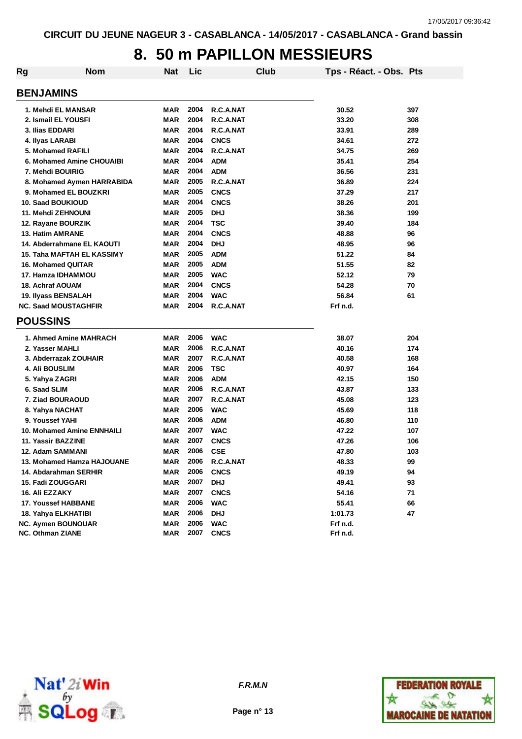CIRCUIT DU JEUNE NAGEUR 3 - CASABLANCA - 14/05/2017 - CASABLANCA - Grand bassin

# 8. 50 m PAPILLON MESSIEURS

| Rg | Nom | Nat | Lic | Club | Tps - Réact. - Obs. | Pts |
|---|---|---|---|---|---|---|
| **BENJAMINS** | | | | | | |
| 1. | Mehdi EL MANSAR | MAR | 2004 | R.C.A.NAT | 30.52 | 397 |
| 2. | Ismail EL YOUSFI | MAR | 2004 | R.C.A.NAT | 33.20 | 308 |
| 3. | Ilias EDDARI | MAR | 2004 | R.C.A.NAT | 33.91 | 289 |
| 4. | Ilyas LARABI | MAR | 2004 | CNCS | 34.61 | 272 |
| 5. | Mohamed RAFILI | MAR | 2004 | R.C.A.NAT | 34.75 | 269 |
| 6. | Mohamed Amine CHOUAIBI | MAR | 2004 | ADM | 35.41 | 254 |
| 7. | Mehdi BOUIRIG | MAR | 2004 | ADM | 36.56 | 231 |
| 8. | Mohamed Aymen HARRABIDA | MAR | 2005 | R.C.A.NAT | 36.89 | 224 |
| 9. | Mohamed EL BOUZKRI | MAR | 2005 | CNCS | 37.29 | 217 |
| 10. | Saad BOUKIOUD | MAR | 2004 | CNCS | 38.26 | 201 |
| 11. | Mehdi ZEHNOUNI | MAR | 2005 | DHJ | 38.36 | 199 |
| 12. | Rayane BOURZIK | MAR | 2004 | TSC | 39.40 | 184 |
| 13. | Hatim AMRANE | MAR | 2004 | CNCS | 48.88 | 96 |
| 14. | Abderrahmane EL KAOUTI | MAR | 2004 | DHJ | 48.95 | 96 |
| 15. | Taha MAFTAH EL KASSIMY | MAR | 2005 | ADM | 51.22 | 84 |
| 16. | Mohamed QUITAR | MAR | 2005 | ADM | 51.55 | 82 |
| 17. | Hamza IDHAMMOU | MAR | 2005 | WAC | 52.12 | 79 |
| 18. | Achraf AOUAM | MAR | 2004 | CNCS | 54.28 | 70 |
| 19. | Ilyass BENSALAH | MAR | 2004 | WAC | 56.84 | 61 |
| NC. | Saad MOUSTAGHFIR | MAR | 2004 | R.C.A.NAT | Frf n.d. | |
| **POUSSINS** | | | | | | |
| 1. | Ahmed Amine MAHRACH | MAR | 2006 | WAC | 38.07 | 204 |
| 2. | Yasser MAHLI | MAR | 2006 | R.C.A.NAT | 40.16 | 174 |
| 3. | Abderrazak ZOUHAIR | MAR | 2007 | R.C.A.NAT | 40.58 | 168 |
| 4. | Ali BOUSLIM | MAR | 2006 | TSC | 40.97 | 164 |
| 5. | Yahya ZAGRI | MAR | 2006 | ADM | 42.15 | 150 |
| 6. | Saad SLIM | MAR | 2006 | R.C.A.NAT | 43.87 | 133 |
| 7. | Ziad BOURAOUD | MAR | 2007 | R.C.A.NAT | 45.08 | 123 |
| 8. | Yahya NACHAT | MAR | 2006 | WAC | 45.69 | 118 |
| 9. | Youssef YAHI | MAR | 2006 | ADM | 46.80 | 110 |
| 10. | Mohamed Amine ENNHAILI | MAR | 2007 | WAC | 47.22 | 107 |
| 11. | Yassir BAZZINE | MAR | 2007 | CNCS | 47.26 | 106 |
| 12. | Adam SAMMANI | MAR | 2006 | CSE | 47.80 | 103 |
| 13. | Mohamed Hamza HAJOUANE | MAR | 2006 | R.C.A.NAT | 48.33 | 99 |
| 14. | Abdarahman SERHIR | MAR | 2006 | CNCS | 49.19 | 94 |
| 15. | Fadi ZOUGGARI | MAR | 2007 | DHJ | 49.41 | 93 |
| 16. | Ali EZZAKY | MAR | 2007 | CNCS | 54.16 | 71 |
| 17. | Youssef HABBANE | MAR | 2006 | WAC | 55.41 | 66 |
| 18. | Yahya ELKHATIBI | MAR | 2006 | DHJ | 1:01.73 | 47 |
| NC. | Aymen BOUNOUAR | MAR | 2006 | WAC | Frf n.d. | |
| NC. | Othman ZIANE | MAR | 2007 | CNCS | Frf n.d. | |

*F.R.M.N*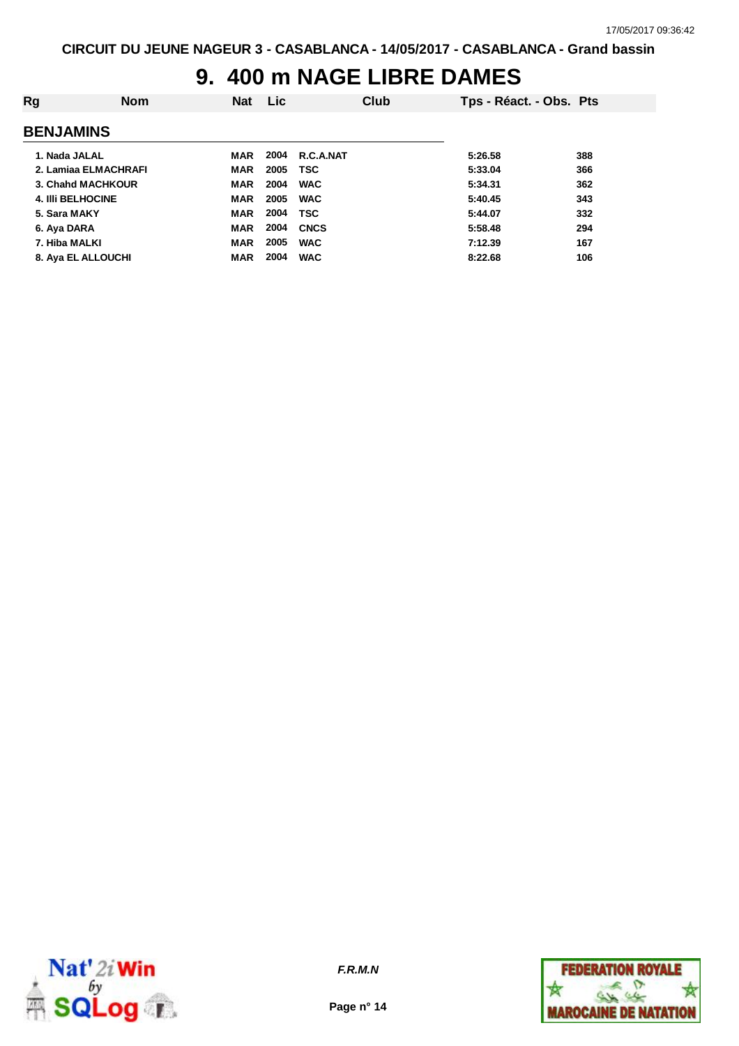# 9. 400 m NAGE LIBRE DAMES

| Rg | Nom | Nat | Lic | Club | Tps - Réact. - Obs. | Pts |
|---|---|---|---|---|---|---|
| **BENJAMINS** | | | | | | |
| 1. | Nada JALAL | MAR | 2004 | R.C.A.NAT | 5:26.58 | 388 |
| 2. | Lamiaa ELMACHRAFI | MAR | 2005 | TSC | 5:33.04 | 366 |
| 3. | Chahd MACHKOUR | MAR | 2004 | WAC | 5:34.31 | 362 |
| 4. | Illi BELHOCINE | MAR | 2005 | WAC | 5:40.45 | 343 |
| 5. | Sara MAKY | MAR | 2004 | TSC | 5:44.07 | 332 |
| 6. | Aya DARA | MAR | 2004 | CNCS | 5:58.48 | 294 |
| 7. | Hiba MALKI | MAR | 2005 | WAC | 7:12.39 | 167 |
| 8. | Aya EL ALLOUCHI | MAR | 2004 | WAC | 8:22.68 | 106 |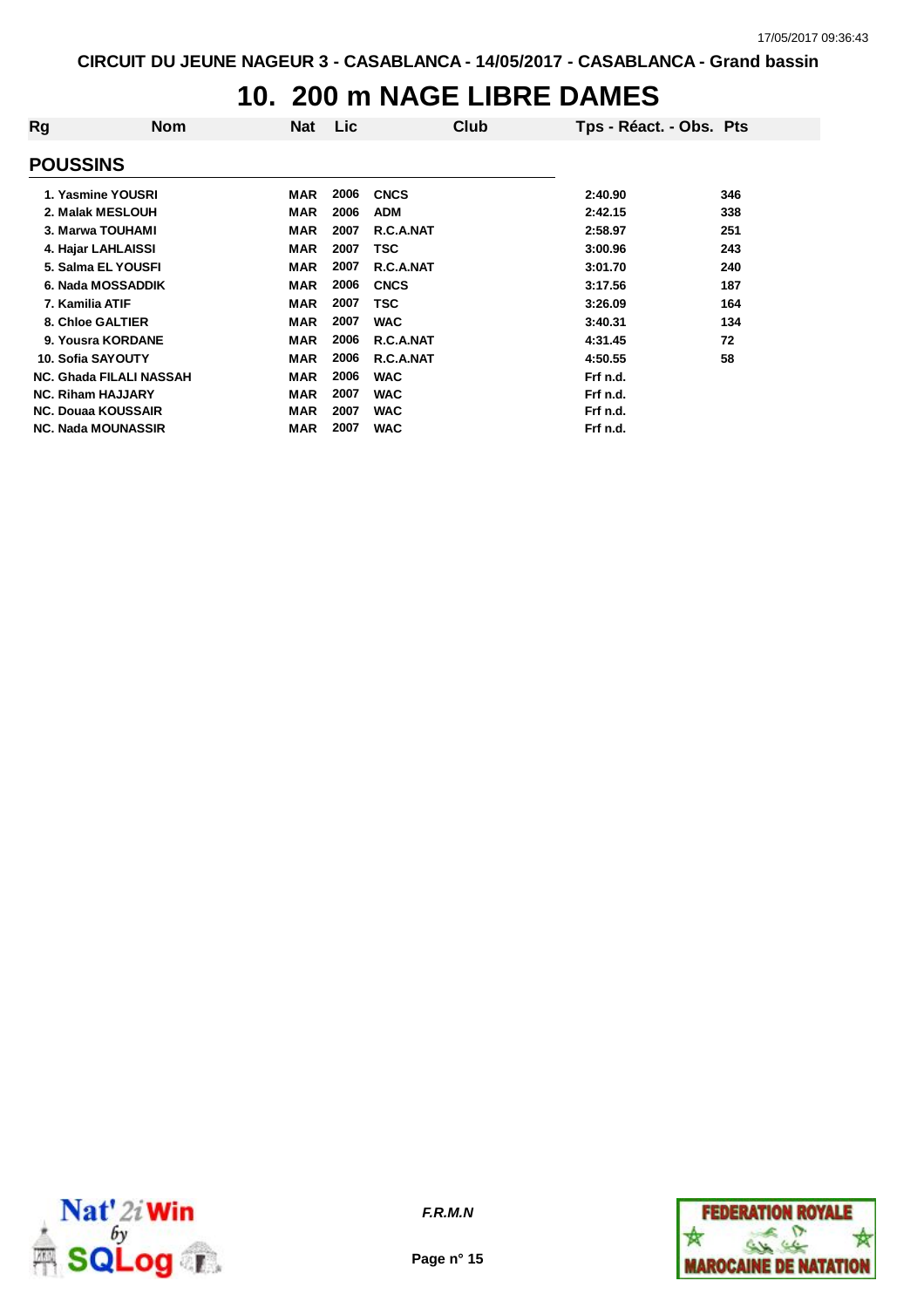CIRCUIT DU JEUNE NAGEUR 3 - CASABLANCA - 14/05/2017 - CASABLANCA - Grand bassin

# 10. 200 m NAGE LIBRE DAMES

## POUSSINS

| Rg | Nom | Nat | Lic | Club | Tps - Réact. - Obs. | Pts |
|---|---|---|---|---|---|---|
| 1. | Yasmine YOUSRI | MAR | 2006 | CNCS | 2:40.90 | 346 |
| 2. | Malak MESLOUH | MAR | 2006 | ADM | 2:42.15 | 338 |
| 3. | Marwa TOUHAMI | MAR | 2007 | R.C.A.NAT | 2:58.97 | 251 |
| 4. | Hajar LAHLAISSI | MAR | 2007 | TSC | 3:00.96 | 243 |
| 5. | Salma EL YOUSFI | MAR | 2007 | R.C.A.NAT | 3:01.70 | 240 |
| 6. | Nada MOSSADDIK | MAR | 2006 | CNCS | 3:17.56 | 187 |
| 7. | Kamilia ATIF | MAR | 2007 | TSC | 3:26.09 | 164 |
| 8. | Chloe GALTIER | MAR | 2007 | WAC | 3:40.31 | 134 |
| 9. | Yousra KORDANE | MAR | 2006 | R.C.A.NAT | 4:31.45 | 72 |
| 10. | Sofia SAYOUTY | MAR | 2006 | R.C.A.NAT | 4:50.55 | 58 |
| NC. | Ghada FILALI NASSAH | MAR | 2006 | WAC | Frf n.d. | |
| NC. | Riham HAJJARY | MAR | 2007 | WAC | Frf n.d. | |
| NC. | Douaa KOUSSAIR | MAR | 2007 | WAC | Frf n.d. | |
| NC. | Nada MOUNASSIR | MAR | 2007 | WAC | Frf n.d. | |

*F.R.M.N*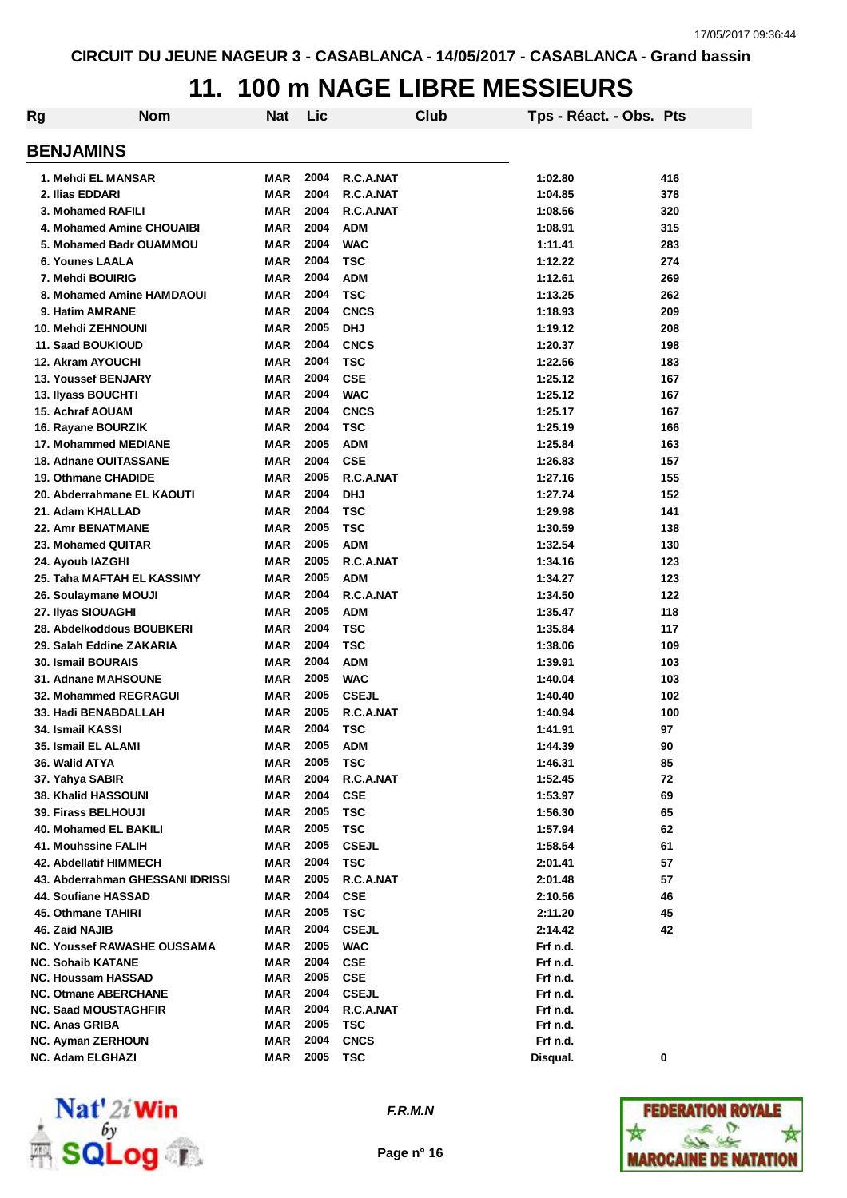CIRCUIT DU JEUNE NAGEUR 3 - CASABLANCA - 14/05/2017 - CASABLANCA - Grand bassin

# 11. 100 m NAGE LIBRE MESSIEURS

## BENJAMINS

| Rg | Nom | Nat | Lic | Club | Tps - Réact. - Obs. | Pts |
|---|---|---|---|---|---|---|
| 1. | Mehdi EL MANSAR | MAR | 2004 | R.C.A.NAT | 1:02.80 | 416 |
| 2. | Ilias EDDARI | MAR | 2004 | R.C.A.NAT | 1:04.85 | 378 |
| 3. | Mohamed RAFILI | MAR | 2004 | R.C.A.NAT | 1:08.56 | 320 |
| 4. | Mohamed Amine CHOUAIBI | MAR | 2004 | ADM | 1:08.91 | 315 |
| 5. | Mohamed Badr OUAMMOU | MAR | 2004 | WAC | 1:11.41 | 283 |
| 6. | Younes LAALA | MAR | 2004 | TSC | 1:12.22 | 274 |
| 7. | Mehdi BOUIRIG | MAR | 2004 | ADM | 1:12.61 | 269 |
| 8. | Mohamed Amine HAMDAOUI | MAR | 2004 | TSC | 1:13.25 | 262 |
| 9. | Hatim AMRANE | MAR | 2004 | CNCS | 1:18.93 | 209 |
| 10. | Mehdi ZEHNOUNI | MAR | 2005 | DHJ | 1:19.12 | 208 |
| 11. | Saad BOUKIOUD | MAR | 2004 | CNCS | 1:20.37 | 198 |
| 12. | Akram AYOUCHI | MAR | 2004 | TSC | 1:22.56 | 183 |
| 13. | Youssef BENJARY | MAR | 2004 | CSE | 1:25.12 | 167 |
| 13. | Ilyass BOUCHTI | MAR | 2004 | WAC | 1:25.12 | 167 |
| 15. | Achraf AOUAM | MAR | 2004 | CNCS | 1:25.17 | 167 |
| 16. | Rayane BOURZIK | MAR | 2004 | TSC | 1:25.19 | 166 |
| 17. | Mohammed MEDIANE | MAR | 2005 | ADM | 1:25.84 | 163 |
| 18. | Adnane OUITASSANE | MAR | 2004 | CSE | 1:26.83 | 157 |
| 19. | Othmane CHADIDE | MAR | 2005 | R.C.A.NAT | 1:27.16 | 155 |
| 20. | Abderrahmane EL KAOUTI | MAR | 2004 | DHJ | 1:27.74 | 152 |
| 21. | Adam KHALLAD | MAR | 2004 | TSC | 1:29.98 | 141 |
| 22. | Amr BENATMANE | MAR | 2005 | TSC | 1:30.59 | 138 |
| 23. | Mohamed QUITAR | MAR | 2005 | ADM | 1:32.54 | 130 |
| 24. | Ayoub IAZGHI | MAR | 2005 | R.C.A.NAT | 1:34.16 | 123 |
| 25. | Taha MAFTAH EL KASSIMY | MAR | 2005 | ADM | 1:34.27 | 123 |
| 26. | Soulaymane MOUJI | MAR | 2004 | R.C.A.NAT | 1:34.50 | 122 |
| 27. | Ilyas SIOUAGHI | MAR | 2005 | ADM | 1:35.47 | 118 |
| 28. | Abdelkoddous BOUBKERI | MAR | 2004 | TSC | 1:35.84 | 117 |
| 29. | Salah Eddine ZAKARIA | MAR | 2004 | TSC | 1:38.06 | 109 |
| 30. | Ismail BOURAIS | MAR | 2004 | ADM | 1:39.91 | 103 |
| 31. | Adnane MAHSOUNE | MAR | 2005 | WAC | 1:40.04 | 103 |
| 32. | Mohammed REGRAGUI | MAR | 2005 | CSEJL | 1:40.40 | 102 |
| 33. | Hadi BENABDALLAH | MAR | 2005 | R.C.A.NAT | 1:40.94 | 100 |
| 34. | Ismail KASSI | MAR | 2004 | TSC | 1:41.91 | 97 |
| 35. | Ismail EL ALAMI | MAR | 2005 | ADM | 1:44.39 | 90 |
| 36. | Walid ATYA | MAR | 2005 | TSC | 1:46.31 | 85 |
| 37. | Yahya SABIR | MAR | 2004 | R.C.A.NAT | 1:52.45 | 72 |
| 38. | Khalid HASSOUNI | MAR | 2004 | CSE | 1:53.97 | 69 |
| 39. | Firass BELHOUJI | MAR | 2005 | TSC | 1:56.30 | 65 |
| 40. | Mohamed EL BAKILI | MAR | 2005 | TSC | 1:57.94 | 62 |
| 41. | Mouhssine FALIH | MAR | 2005 | CSEJL | 1:58.54 | 61 |
| 42. | Abdellatif HIMMECH | MAR | 2004 | TSC | 2:01.41 | 57 |
| 43. | Abderrahman GHESSANI IDRISSI | MAR | 2005 | R.C.A.NAT | 2:01.48 | 57 |
| 44. | Soufiane HASSAD | MAR | 2004 | CSE | 2:10.56 | 46 |
| 45. | Othmane TAHIRI | MAR | 2005 | TSC | 2:11.20 | 45 |
| 46. | Zaid NAJIB | MAR | 2004 | CSEJL | 2:14.42 | 42 |
| NC. | Youssef RAWASHE OUSSAMA | MAR | 2005 | WAC | Frf n.d. | |
| NC. | Sohaib KATANE | MAR | 2004 | CSE | Frf n.d. | |
| NC. | Houssam HASSAD | MAR | 2005 | CSE | Frf n.d. | |
| NC. | Otmane ABERCHANE | MAR | 2004 | CSEJL | Frf n.d. | |
| NC. | Saad MOUSTAGHFIR | MAR | 2004 | R.C.A.NAT | Frf n.d. | |
| NC. | Anas GRIBA | MAR | 2005 | TSC | Frf n.d. | |
| NC. | Ayman ZERHOUN | MAR | 2004 | CNCS | Frf n.d. | |
| NC. | Adam ELGHAZI | MAR | 2005 | TSC | Disqual. | 0 |

*F.R.M.N*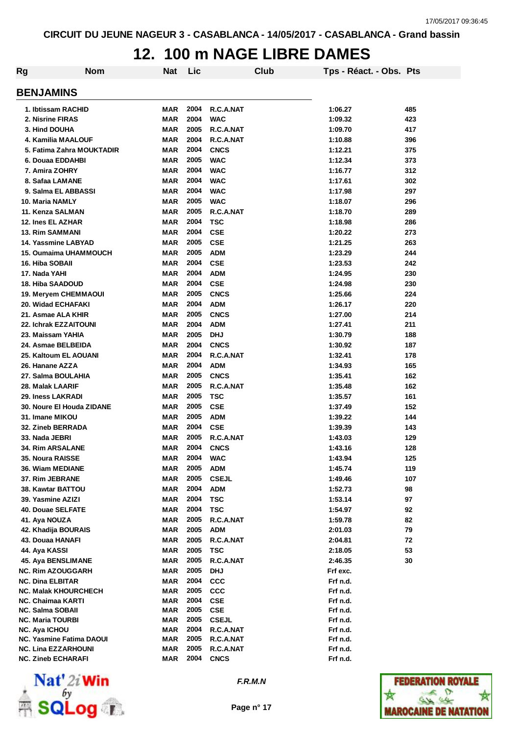CIRCUIT DU JEUNE NAGEUR 3 - CASABLANCA - 14/05/2017 - CASABLANCA - Grand bassin

# 12. 100 m NAGE LIBRE DAMES

## BENJAMINS

| Rg | Nom | Nat | Lic | Club | Tps - Réact. - Obs. | Pts |
|---|---|---|---|---|---|---|
| 1. | Ibtissam RACHID | MAR | 2004 | R.C.A.NAT | 1:06.27 | 485 |
| 2. | Nisrine FIRAS | MAR | 2004 | WAC | 1:09.32 | 423 |
| 3. | Hind DOUHA | MAR | 2005 | R.C.A.NAT | 1:09.70 | 417 |
| 4. | Kamilia MAALOUF | MAR | 2004 | R.C.A.NAT | 1:10.88 | 396 |
| 5. | Fatima Zahra MOUKTADIR | MAR | 2004 | CNCS | 1:12.21 | 375 |
| 6. | Douaa EDDAHBI | MAR | 2005 | WAC | 1:12.34 | 373 |
| 7. | Amira ZOHRY | MAR | 2004 | WAC | 1:16.77 | 312 |
| 8. | Safaa LAMANE | MAR | 2004 | WAC | 1:17.61 | 302 |
| 9. | Salma EL ABBASSI | MAR | 2004 | WAC | 1:17.98 | 297 |
| 10. | Maria NAMLY | MAR | 2005 | WAC | 1:18.07 | 296 |
| 11. | Kenza SALMAN | MAR | 2005 | R.C.A.NAT | 1:18.70 | 289 |
| 12. | Ines EL AZHAR | MAR | 2004 | TSC | 1:18.98 | 286 |
| 13. | Rim SAMMANI | MAR | 2004 | CSE | 1:20.22 | 273 |
| 14. | Yassmine LABYAD | MAR | 2005 | CSE | 1:21.25 | 263 |
| 15. | Oumaima UHAMMOUCH | MAR | 2005 | ADM | 1:23.29 | 244 |
| 16. | Hiba SOBAII | MAR | 2004 | CSE | 1:23.53 | 242 |
| 17. | Nada YAHI | MAR | 2004 | ADM | 1:24.95 | 230 |
| 18. | Hiba SAADOUD | MAR | 2004 | CSE | 1:24.98 | 230 |
| 19. | Meryem CHEMMAOUI | MAR | 2005 | CNCS | 1:25.66 | 224 |
| 20. | Widad ECHAFAKI | MAR | 2004 | ADM | 1:26.17 | 220 |
| 21. | Asmae ALA KHIR | MAR | 2005 | CNCS | 1:27.00 | 214 |
| 22. | Ichrak EZZAITOUNI | MAR | 2004 | ADM | 1:27.41 | 211 |
| 23. | Maissam YAHIA | MAR | 2005 | DHJ | 1:30.79 | 188 |
| 24. | Asmae BELBEIDA | MAR | 2004 | CNCS | 1:30.92 | 187 |
| 25. | Kaltoum EL AOUANI | MAR | 2004 | R.C.A.NAT | 1:32.41 | 178 |
| 26. | Hanane AZZA | MAR | 2004 | ADM | 1:34.93 | 165 |
| 27. | Salma BOULAHIA | MAR | 2005 | CNCS | 1:35.41 | 162 |
| 28. | Malak LAARIF | MAR | 2005 | R.C.A.NAT | 1:35.48 | 162 |
| 29. | Iness LAKRADI | MAR | 2005 | TSC | 1:35.57 | 161 |
| 30. | Noure El Houda ZIDANE | MAR | 2005 | CSE | 1:37.49 | 152 |
| 31. | Imane MIKOU | MAR | 2005 | ADM | 1:39.22 | 144 |
| 32. | Zineb BERRADA | MAR | 2004 | CSE | 1:39.39 | 143 |
| 33. | Nada JEBRI | MAR | 2005 | R.C.A.NAT | 1:43.03 | 129 |
| 34. | Rim ARSALANE | MAR | 2004 | CNCS | 1:43.16 | 128 |
| 35. | Noura RAISSE | MAR | 2004 | WAC | 1:43.94 | 125 |
| 36. | Wiam MEDIANE | MAR | 2005 | ADM | 1:45.74 | 119 |
| 37. | Rim JEBRANE | MAR | 2005 | CSEJL | 1:49.46 | 107 |
| 38. | Kawtar BATTOU | MAR | 2004 | ADM | 1:52.73 | 98 |
| 39. | Yasmine AZIZI | MAR | 2004 | TSC | 1:53.14 | 97 |
| 40. | Douae SELFATE | MAR | 2004 | TSC | 1:54.97 | 92 |
| 41. | Aya NOUZA | MAR | 2005 | R.C.A.NAT | 1:59.78 | 82 |
| 42. | Khadija BOURAIS | MAR | 2005 | ADM | 2:01.03 | 79 |
| 43. | Douaa HANAFI | MAR | 2005 | R.C.A.NAT | 2:04.81 | 72 |
| 44. | Aya KASSI | MAR | 2005 | TSC | 2:18.05 | 53 |
| 45. | Aya BENSLIMANE | MAR | 2005 | R.C.A.NAT | 2:46.35 | 30 |
| NC. | Rim AZOUGGARH | MAR | 2005 | DHJ | Frf exc. | |
| NC. | Dina ELBITAR | MAR | 2004 | CCC | Frf n.d. | |
| NC. | Malak KHOURCHECH | MAR | 2005 | CCC | Frf n.d. | |
| NC. | Chaimaa KARTI | MAR | 2004 | CSE | Frf n.d. | |
| NC. | Salma SOBAII | MAR | 2005 | CSE | Frf n.d. | |
| NC. | Maria TOURBI | MAR | 2005 | CSEJL | Frf n.d. | |
| NC. | Aya ICHOU | MAR | 2004 | R.C.A.NAT | Frf n.d. | |
| NC. | Yasmine Fatima DAOUI | MAR | 2005 | R.C.A.NAT | Frf n.d. | |
| NC. | Lina EZZARHOUNI | MAR | 2005 | R.C.A.NAT | Frf n.d. | |
| NC. | Zineb ECHARAFI | MAR | 2004 | CNCS | Frf n.d. | |

*F.R.M.N*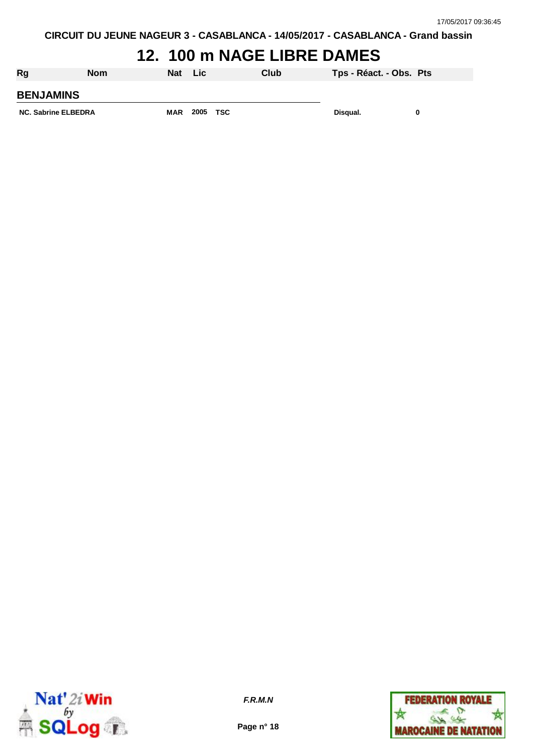CIRCUIT DU JEUNE NAGEUR 3 - CASABLANCA - 14/05/2017 - CASABLANCA - Grand bassin

# 12. 100 m NAGE LIBRE DAMES

| Rg | Nom | Nat | Lic | Club | Tps - Réact. - Obs. | Pts |
|---|---|---|---|---|---|---|
| **BENJAMINS** | | | | | | |
| NC. | Sabrine ELBEDRA | MAR | 2005 | TSC | Disqual. | 0 |

*F.R.M.N*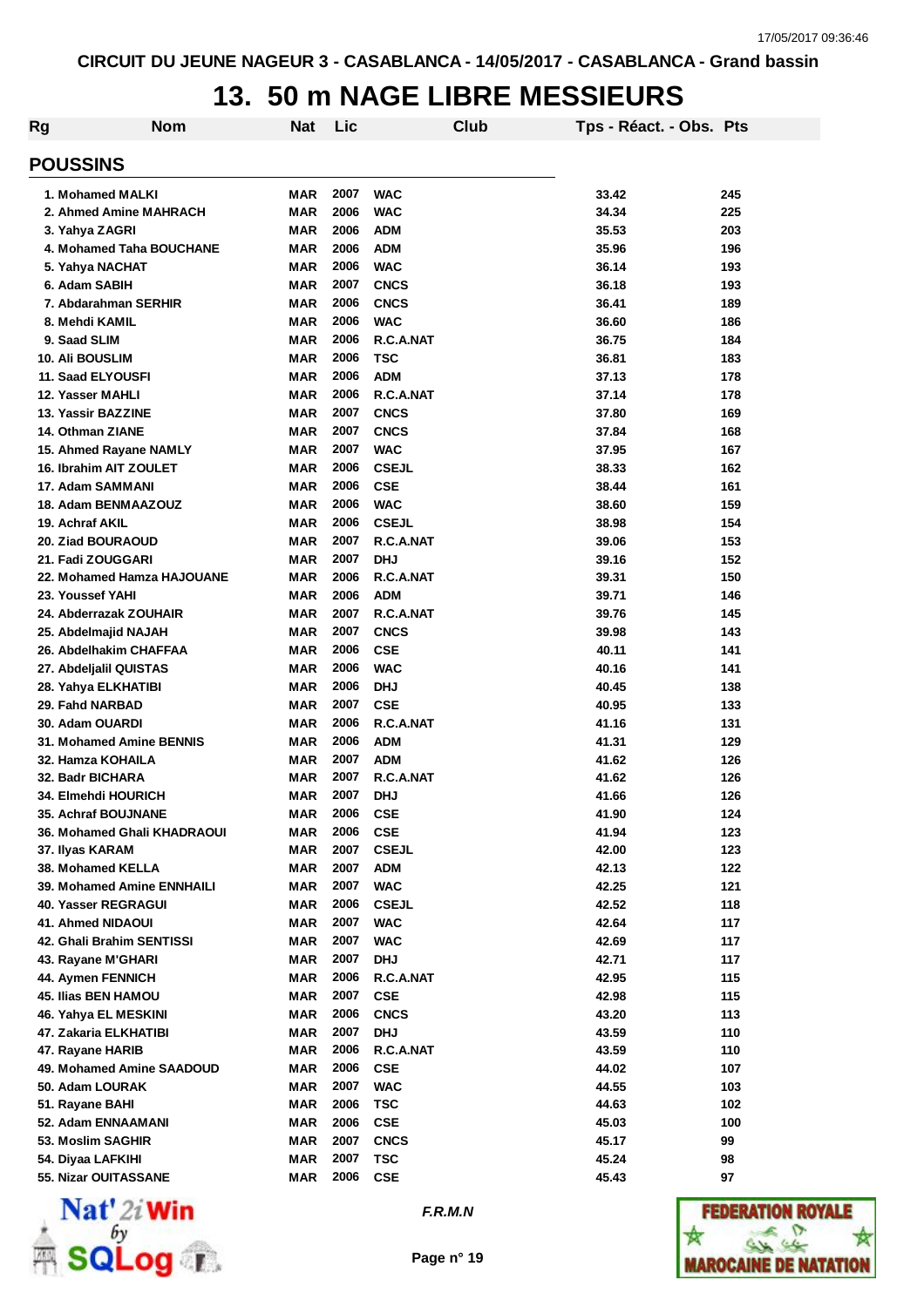CIRCUIT DU JEUNE NAGEUR 3 - CASABLANCA - 14/05/2017 - CASABLANCA - Grand bassin

# 13. 50 m NAGE LIBRE MESSIEURS

## POUSSINS

| Rg | Nom | Nat | Lic | Club | Tps - Réact. - Obs. | Pts |
|---|---|---|---|---|---|---|
| 1. | Mohamed MALKI | MAR | 2007 | WAC | 33.42 | 245 |
| 2. | Ahmed Amine MAHRACH | MAR | 2006 | WAC | 34.34 | 225 |
| 3. | Yahya ZAGRI | MAR | 2006 | ADM | 35.53 | 203 |
| 4. | Mohamed Taha BOUCHANE | MAR | 2006 | ADM | 35.96 | 196 |
| 5. | Yahya NACHAT | MAR | 2006 | WAC | 36.14 | 193 |
| 6. | Adam SABIH | MAR | 2007 | CNCS | 36.18 | 193 |
| 7. | Abdarahman SERHIR | MAR | 2006 | CNCS | 36.41 | 189 |
| 8. | Mehdi KAMIL | MAR | 2006 | WAC | 36.60 | 186 |
| 9. | Saad SLIM | MAR | 2006 | R.C.A.NAT | 36.75 | 184 |
| 10. | Ali BOUSLIM | MAR | 2006 | TSC | 36.81 | 183 |
| 11. | Saad ELYOUSFI | MAR | 2006 | ADM | 37.13 | 178 |
| 12. | Yasser MAHLI | MAR | 2006 | R.C.A.NAT | 37.14 | 178 |
| 13. | Yassir BAZZINE | MAR | 2007 | CNCS | 37.80 | 169 |
| 14. | Othman ZIANE | MAR | 2007 | CNCS | 37.84 | 168 |
| 15. | Ahmed Rayane NAMLY | MAR | 2007 | WAC | 37.95 | 167 |
| 16. | Ibrahim AIT ZOULET | MAR | 2006 | CSEJL | 38.33 | 162 |
| 17. | Adam SAMMANI | MAR | 2006 | CSE | 38.44 | 161 |
| 18. | Adam BENMAAZOUZ | MAR | 2006 | WAC | 38.60 | 159 |
| 19. | Achraf AKIL | MAR | 2006 | CSEJL | 38.98 | 154 |
| 20. | Ziad BOURAOUD | MAR | 2007 | R.C.A.NAT | 39.06 | 153 |
| 21. | Fadi ZOUGGARI | MAR | 2007 | DHJ | 39.16 | 152 |
| 22. | Mohamed Hamza HAJOUANE | MAR | 2006 | R.C.A.NAT | 39.31 | 150 |
| 23. | Youssef YAHI | MAR | 2006 | ADM | 39.71 | 146 |
| 24. | Abderrazak ZOUHAIR | MAR | 2007 | R.C.A.NAT | 39.76 | 145 |
| 25. | Abdelmajid NAJAH | MAR | 2007 | CNCS | 39.98 | 143 |
| 26. | Abdelhakim CHAFFAA | MAR | 2006 | CSE | 40.11 | 141 |
| 27. | Abdeljalil QUISTAS | MAR | 2006 | WAC | 40.16 | 141 |
| 28. | Yahya ELKHATIBI | MAR | 2006 | DHJ | 40.45 | 138 |
| 29. | Fahd NARBAD | MAR | 2007 | CSE | 40.95 | 133 |
| 30. | Adam OUARDI | MAR | 2006 | R.C.A.NAT | 41.16 | 131 |
| 31. | Mohamed Amine BENNIS | MAR | 2006 | ADM | 41.31 | 129 |
| 32. | Hamza KOHAILA | MAR | 2007 | ADM | 41.62 | 126 |
| 32. | Badr BICHARA | MAR | 2007 | R.C.A.NAT | 41.62 | 126 |
| 34. | Elmehdi HOURICH | MAR | 2007 | DHJ | 41.66 | 126 |
| 35. | Achraf BOUJNANE | MAR | 2006 | CSE | 41.90 | 124 |
| 36. | Mohamed Ghali KHADRAOUI | MAR | 2006 | CSE | 41.94 | 123 |
| 37. | Ilyas KARAM | MAR | 2007 | CSEJL | 42.00 | 123 |
| 38. | Mohamed KELLA | MAR | 2007 | ADM | 42.13 | 122 |
| 39. | Mohamed Amine ENNHAILI | MAR | 2007 | WAC | 42.25 | 121 |
| 40. | Yasser REGRAGUI | MAR | 2006 | CSEJL | 42.52 | 118 |
| 41. | Ahmed NIDAOUI | MAR | 2007 | WAC | 42.64 | 117 |
| 42. | Ghali Brahim SENTISSI | MAR | 2007 | WAC | 42.69 | 117 |
| 43. | Rayane M'GHARI | MAR | 2007 | DHJ | 42.71 | 117 |
| 44. | Aymen FENNICH | MAR | 2006 | R.C.A.NAT | 42.95 | 115 |
| 45. | Ilias BEN HAMOU | MAR | 2007 | CSE | 42.98 | 115 |
| 46. | Yahya EL MESKINI | MAR | 2006 | CNCS | 43.20 | 113 |
| 47. | Zakaria ELKHATIBI | MAR | 2007 | DHJ | 43.59 | 110 |
| 47. | Rayane HARIB | MAR | 2006 | R.C.A.NAT | 43.59 | 110 |
| 49. | Mohamed Amine SAADOUD | MAR | 2006 | CSE | 44.02 | 107 |
| 50. | Adam LOURAK | MAR | 2007 | WAC | 44.55 | 103 |
| 51. | Rayane BAHI | MAR | 2006 | TSC | 44.63 | 102 |
| 52. | Adam ENNAAMANI | MAR | 2006 | CSE | 45.03 | 100 |
| 53. | Moslim SAGHIR | MAR | 2007 | CNCS | 45.17 | 99 |
| 54. | Diyaa LAFKIHI | MAR | 2007 | TSC | 45.24 | 98 |
| 55. | Nizar OUITASSANE | MAR | 2006 | CSE | 45.43 | 97 |

*F.R.M.N*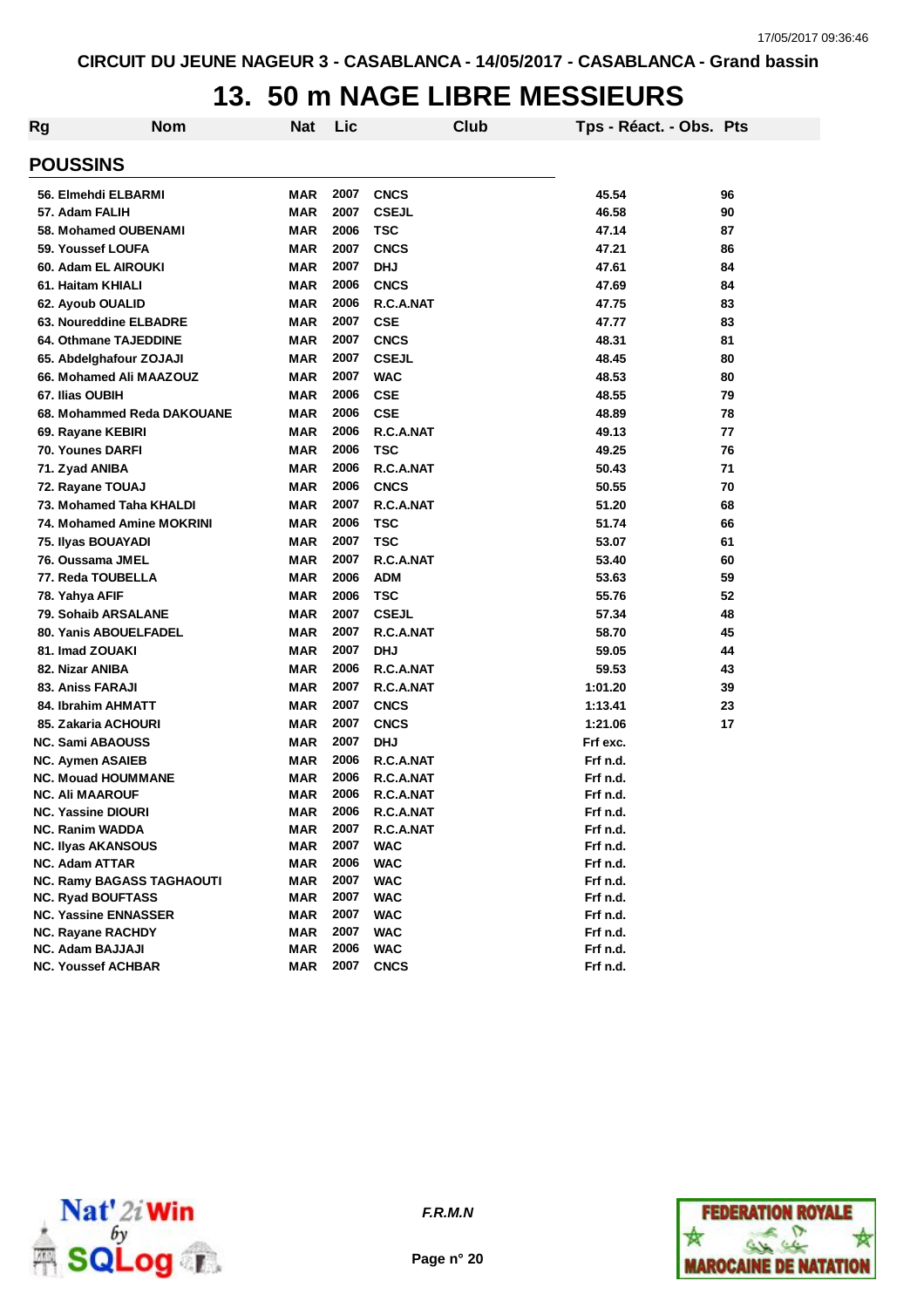CIRCUIT DU JEUNE NAGEUR 3 - CASABLANCA - 14/05/2017 - CASABLANCA - Grand bassin

# 13. 50 m NAGE LIBRE MESSIEURS

## POUSSINS

| Rg | Nom | Nat | Lic | Club | Tps - Réact. - Obs. | Pts |
|---|---|---|---|---|---|---|
| 56. | Elmehdi ELBARMI | MAR | 2007 | CNCS | 45.54 | 96 |
| 57. | Adam FALIH | MAR | 2007 | CSEJL | 46.58 | 90 |
| 58. | Mohamed OUBENAMI | MAR | 2006 | TSC | 47.14 | 87 |
| 59. | Youssef LOUFA | MAR | 2007 | CNCS | 47.21 | 86 |
| 60. | Adam EL AIROUKI | MAR | 2007 | DHJ | 47.61 | 84 |
| 61. | Haitam KHIALI | MAR | 2006 | CNCS | 47.69 | 84 |
| 62. | Ayoub OUALID | MAR | 2006 | R.C.A.NAT | 47.75 | 83 |
| 63. | Noureddine ELBADRE | MAR | 2007 | CSE | 47.77 | 83 |
| 64. | Othmane TAJEDDINE | MAR | 2007 | CNCS | 48.31 | 81 |
| 65. | Abdelghafour ZOJAJI | MAR | 2007 | CSEJL | 48.45 | 80 |
| 66. | Mohamed Ali MAAZOUZ | MAR | 2007 | WAC | 48.53 | 80 |
| 67. | Ilias OUBIH | MAR | 2006 | CSE | 48.55 | 79 |
| 68. | Mohammed Reda DAKOUANE | MAR | 2006 | CSE | 48.89 | 78 |
| 69. | Rayane KEBIRI | MAR | 2006 | R.C.A.NAT | 49.13 | 77 |
| 70. | Younes DARFI | MAR | 2006 | TSC | 49.25 | 76 |
| 71. | Zyad ANIBA | MAR | 2006 | R.C.A.NAT | 50.43 | 71 |
| 72. | Rayane TOUAJ | MAR | 2006 | CNCS | 50.55 | 70 |
| 73. | Mohamed Taha KHALDI | MAR | 2007 | R.C.A.NAT | 51.20 | 68 |
| 74. | Mohamed Amine MOKRINI | MAR | 2006 | TSC | 51.74 | 66 |
| 75. | Ilyas BOUAYADI | MAR | 2007 | TSC | 53.07 | 61 |
| 76. | Oussama JMEL | MAR | 2007 | R.C.A.NAT | 53.40 | 60 |
| 77. | Reda TOUBELLA | MAR | 2006 | ADM | 53.63 | 59 |
| 78. | Yahya AFIF | MAR | 2006 | TSC | 55.76 | 52 |
| 79. | Sohaib ARSALANE | MAR | 2007 | CSEJL | 57.34 | 48 |
| 80. | Yanis ABOUELFADEL | MAR | 2007 | R.C.A.NAT | 58.70 | 45 |
| 81. | Imad ZOUAKI | MAR | 2007 | DHJ | 59.05 | 44 |
| 82. | Nizar ANIBA | MAR | 2006 | R.C.A.NAT | 59.53 | 43 |
| 83. | Aniss FARAJI | MAR | 2007 | R.C.A.NAT | 1:01.20 | 39 |
| 84. | Ibrahim AHMATT | MAR | 2007 | CNCS | 1:13.41 | 23 |
| 85. | Zakaria ACHOURI | MAR | 2007 | CNCS | 1:21.06 | 17 |
| NC. | Sami ABAOUSS | MAR | 2007 | DHJ | Frf exc. | |
| NC. | Aymen ASAIEB | MAR | 2006 | R.C.A.NAT | Frf n.d. | |
| NC. | Mouad HOUMMANE | MAR | 2006 | R.C.A.NAT | Frf n.d. | |
| NC. | Ali MAAROUF | MAR | 2006 | R.C.A.NAT | Frf n.d. | |
| NC. | Yassine DIOURI | MAR | 2006 | R.C.A.NAT | Frf n.d. | |
| NC. | Ranim WADDA | MAR | 2007 | R.C.A.NAT | Frf n.d. | |
| NC. | Ilyas AKANSOUS | MAR | 2007 | WAC | Frf n.d. | |
| NC. | Adam ATTAR | MAR | 2006 | WAC | Frf n.d. | |
| NC. | Ramy BAGASS TAGHAOUTI | MAR | 2007 | WAC | Frf n.d. | |
| NC. | Ryad BOUFTASS | MAR | 2007 | WAC | Frf n.d. | |
| NC. | Yassine ENNASSER | MAR | 2007 | WAC | Frf n.d. | |
| NC. | Rayane RACHDY | MAR | 2007 | WAC | Frf n.d. | |
| NC. | Adam BAJJAJI | MAR | 2006 | WAC | Frf n.d. | |
| NC. | Youssef ACHBAR | MAR | 2007 | CNCS | Frf n.d. | |

*F.R.M.N*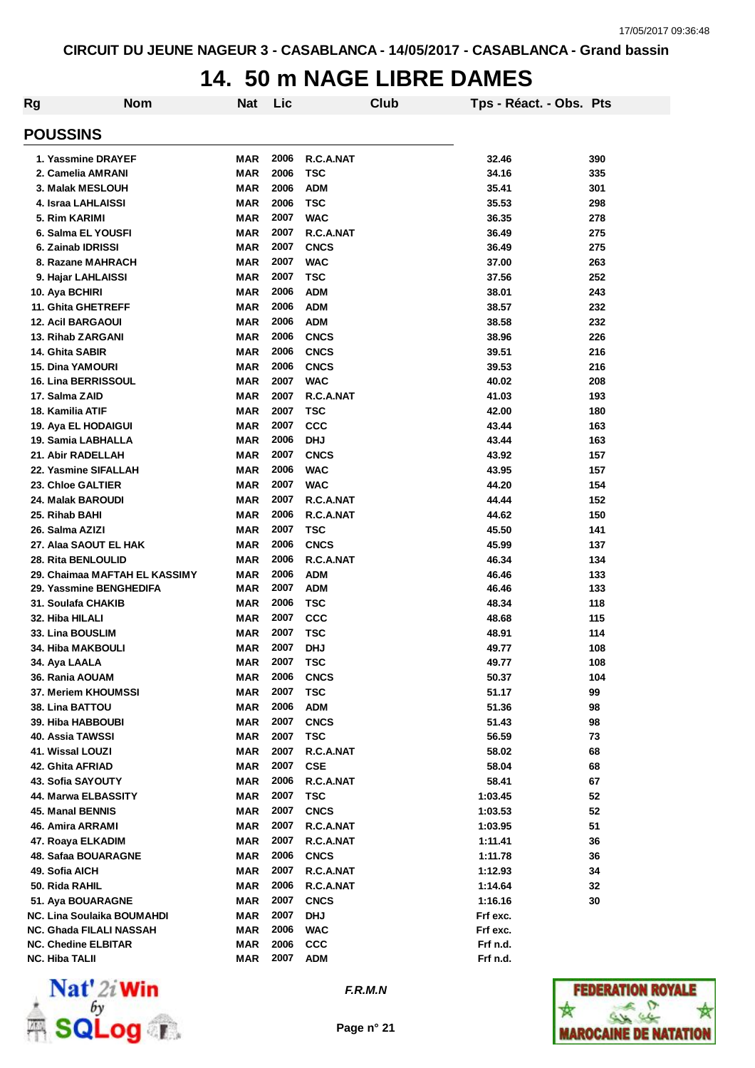CIRCUIT DU JEUNE NAGEUR 3 - CASABLANCA - 14/05/2017 - CASABLANCA - Grand bassin

# 14. 50 m NAGE LIBRE DAMES

## POUSSINS

| Rg | Nom | Nat | Lic | Club | Tps - Réact. - Obs. | Pts |
|---|---|---|---|---|---|---|
| 1. | Yassmine DRAYEF | MAR | 2006 | R.C.A.NAT | 32.46 | 390 |
| 2. | Camelia AMRANI | MAR | 2006 | TSC | 34.16 | 335 |
| 3. | Malak MESLOUH | MAR | 2006 | ADM | 35.41 | 301 |
| 4. | Israa LAHLAISSI | MAR | 2006 | TSC | 35.53 | 298 |
| 5. | Rim KARIMI | MAR | 2007 | WAC | 36.35 | 278 |
| 6. | Salma EL YOUSFI | MAR | 2007 | R.C.A.NAT | 36.49 | 275 |
| 6. | Zainab IDRISSI | MAR | 2007 | CNCS | 36.49 | 275 |
| 8. | Razane MAHRACH | MAR | 2007 | WAC | 37.00 | 263 |
| 9. | Hajar LAHLAISSI | MAR | 2007 | TSC | 37.56 | 252 |
| 10. | Aya BCHIRI | MAR | 2006 | ADM | 38.01 | 243 |
| 11. | Ghita GHETREFF | MAR | 2006 | ADM | 38.57 | 232 |
| 12. | Acil BARGAOUI | MAR | 2006 | ADM | 38.58 | 232 |
| 13. | Rihab ZARGANI | MAR | 2006 | CNCS | 38.96 | 226 |
| 14. | Ghita SABIR | MAR | 2006 | CNCS | 39.51 | 216 |
| 15. | Dina YAMOURI | MAR | 2006 | CNCS | 39.53 | 216 |
| 16. | Lina BERRISSOUL | MAR | 2007 | WAC | 40.02 | 208 |
| 17. | Salma ZAID | MAR | 2007 | R.C.A.NAT | 41.03 | 193 |
| 18. | Kamilia ATIF | MAR | 2007 | TSC | 42.00 | 180 |
| 19. | Aya EL HODAIGUI | MAR | 2007 | CCC | 43.44 | 163 |
| 19. | Samia LABHALLA | MAR | 2006 | DHJ | 43.44 | 163 |
| 21. | Abir RADELLAH | MAR | 2007 | CNCS | 43.92 | 157 |
| 22. | Yasmine SIFALLAH | MAR | 2006 | WAC | 43.95 | 157 |
| 23. | Chloe GALTIER | MAR | 2007 | WAC | 44.20 | 154 |
| 24. | Malak BAROUDI | MAR | 2007 | R.C.A.NAT | 44.44 | 152 |
| 25. | Rihab BAHI | MAR | 2006 | R.C.A.NAT | 44.62 | 150 |
| 26. | Salma AZIZI | MAR | 2007 | TSC | 45.50 | 141 |
| 27. | Alaa SAOUT EL HAK | MAR | 2006 | CNCS | 45.99 | 137 |
| 28. | Rita BENLOULID | MAR | 2006 | R.C.A.NAT | 46.34 | 134 |
| 29. | Chaimaa MAFTAH EL KASSIMY | MAR | 2006 | ADM | 46.46 | 133 |
| 29. | Yassmine BENGHEDIFA | MAR | 2007 | ADM | 46.46 | 133 |
| 31. | Soulafa CHAKIB | MAR | 2006 | TSC | 48.34 | 118 |
| 32. | Hiba HILALI | MAR | 2007 | CCC | 48.68 | 115 |
| 33. | Lina BOUSLIM | MAR | 2007 | TSC | 48.91 | 114 |
| 34. | Hiba MAKBOULI | MAR | 2007 | DHJ | 49.77 | 108 |
| 34. | Aya LAALA | MAR | 2007 | TSC | 49.77 | 108 |
| 36. | Rania AOUAM | MAR | 2006 | CNCS | 50.37 | 104 |
| 37. | Meriem KHOUMSSI | MAR | 2007 | TSC | 51.17 | 99 |
| 38. | Lina BATTOU | MAR | 2006 | ADM | 51.36 | 98 |
| 39. | Hiba HABBOUBI | MAR | 2007 | CNCS | 51.43 | 98 |
| 40. | Assia TAWSSI | MAR | 2007 | TSC | 56.59 | 73 |
| 41. | Wissal LOUZI | MAR | 2007 | R.C.A.NAT | 58.02 | 68 |
| 42. | Ghita AFRIAD | MAR | 2007 | CSE | 58.04 | 68 |
| 43. | Sofia SAYOUTY | MAR | 2006 | R.C.A.NAT | 58.41 | 67 |
| 44. | Marwa ELBASSITY | MAR | 2007 | TSC | 1:03.45 | 52 |
| 45. | Manal BENNIS | MAR | 2007 | CNCS | 1:03.53 | 52 |
| 46. | Amira ARRAMI | MAR | 2007 | R.C.A.NAT | 1:03.95 | 51 |
| 47. | Roaya ELKADIM | MAR | 2007 | R.C.A.NAT | 1:11.41 | 36 |
| 48. | Safaa BOUARAGNE | MAR | 2006 | CNCS | 1:11.78 | 36 |
| 49. | Sofia AICH | MAR | 2007 | R.C.A.NAT | 1:12.93 | 34 |
| 50. | Rida RAHIL | MAR | 2006 | R.C.A.NAT | 1:14.64 | 32 |
| 51. | Aya BOUARAGNE | MAR | 2007 | CNCS | 1:16.16 | 30 |
| NC. | Lina Soulaika BOUMAHDI | MAR | 2007 | DHJ | Frf exc. | |
| NC. | Ghada FILALI NASSAH | MAR | 2006 | WAC | Frf exc. | |
| NC. | Chedine ELBITAR | MAR | 2006 | CCC | Frf n.d. | |
| NC. | Hiba TALII | MAR | 2007 | ADM | Frf n.d. | |

*F.R.M.N*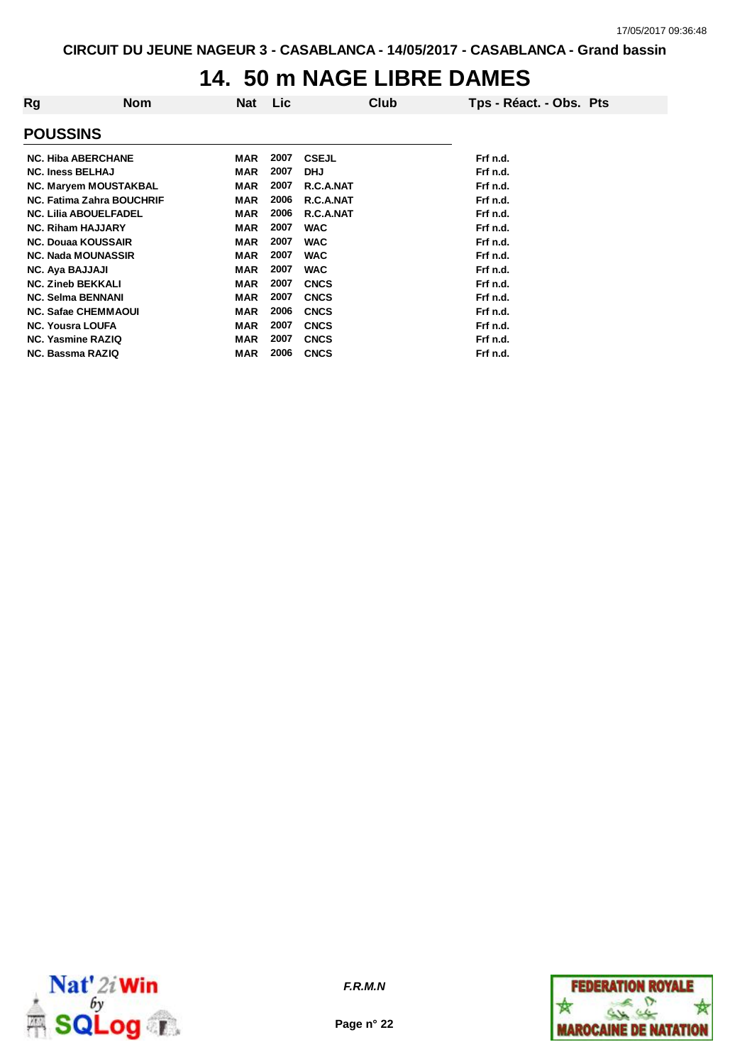CIRCUIT DU JEUNE NAGEUR 3 - CASABLANCA - 14/05/2017 - CASABLANCA - Grand bassin

# 14. 50 m NAGE LIBRE DAMES

## POUSSINS

| Rg | Nom | Nat | Lic | Club | Tps - Réact. - Obs. | Pts |
|---|---|---|---|---|---|---|
| NC. | Hiba ABERCHANE | MAR | 2007 | CSEJL | Frf n.d. | |
| NC. | Iness BELHAJ | MAR | 2007 | DHJ | Frf n.d. | |
| NC. | Maryem MOUSTAKBAL | MAR | 2007 | R.C.A.NAT | Frf n.d. | |
| NC. | Fatima Zahra BOUCHRIF | MAR | 2006 | R.C.A.NAT | Frf n.d. | |
| NC. | Lilia ABOUELFADEL | MAR | 2006 | R.C.A.NAT | Frf n.d. | |
| NC. | Riham HAJJARY | MAR | 2007 | WAC | Frf n.d. | |
| NC. | Douaa KOUSSAIR | MAR | 2007 | WAC | Frf n.d. | |
| NC. | Nada MOUNASSIR | MAR | 2007 | WAC | Frf n.d. | |
| NC. | Aya BAJJAJI | MAR | 2007 | WAC | Frf n.d. | |
| NC. | Zineb BEKKALI | MAR | 2007 | CNCS | Frf n.d. | |
| NC. | Selma BENNANI | MAR | 2007 | CNCS | Frf n.d. | |
| NC. | Safae CHEMMAOUI | MAR | 2006 | CNCS | Frf n.d. | |
| NC. | Yousra LOUFA | MAR | 2007 | CNCS | Frf n.d. | |
| NC. | Yasmine RAZIQ | MAR | 2007 | CNCS | Frf n.d. | |
| NC. | Bassma RAZIQ | MAR | 2006 | CNCS | Frf n.d. | |

*F.R.M.N*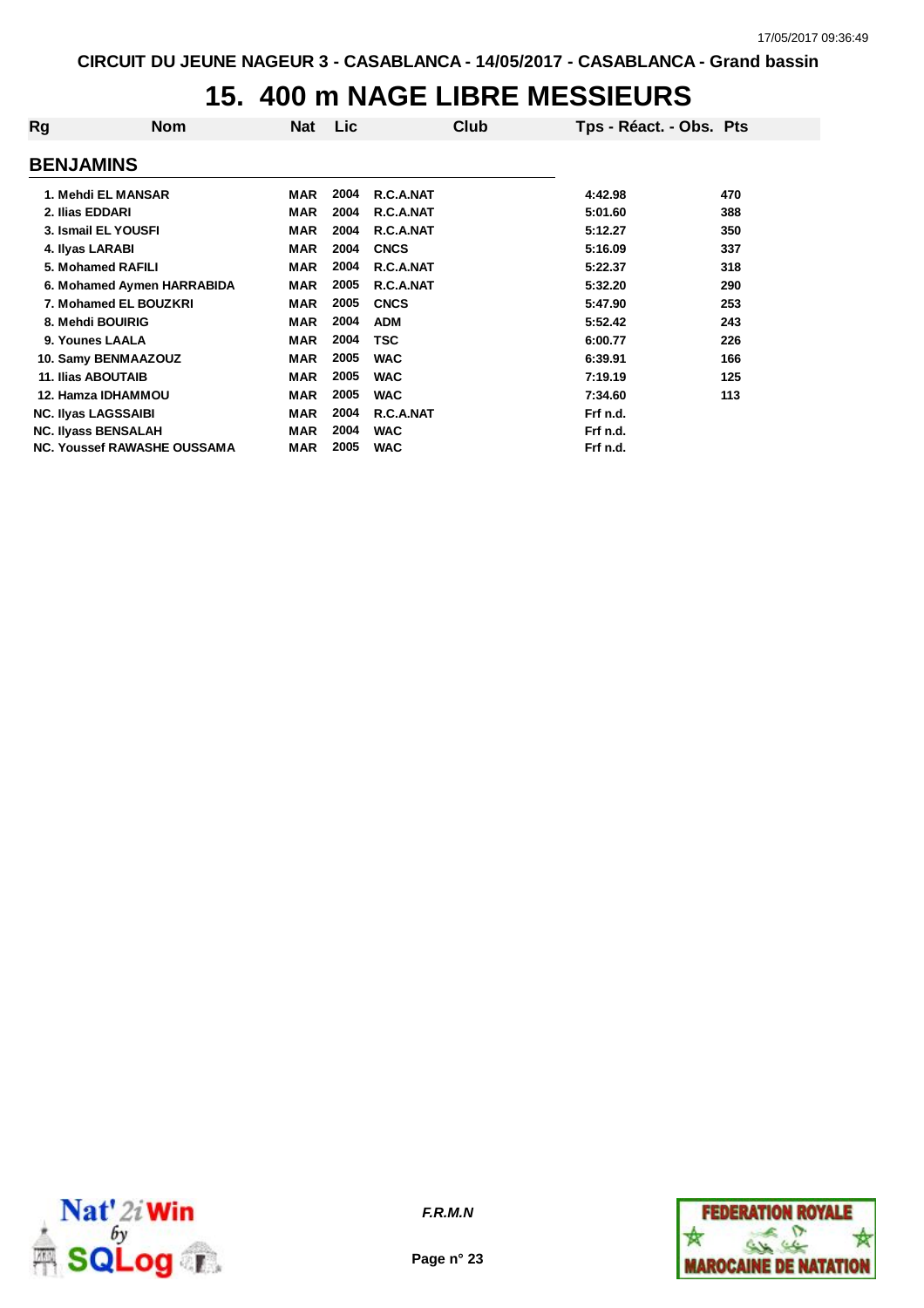CIRCUIT DU JEUNE NAGEUR 3 - CASABLANCA - 14/05/2017 - CASABLANCA - Grand bassin

# 15. 400 m NAGE LIBRE MESSIEURS

| Rg | Nom | Nat | Lic | Club | Tps - Réact. - Obs. | Pts |
|---|---|---|---|---|---|---|
| **BENJAMINS** | | | | | | |
| 1. | Mehdi EL MANSAR | MAR | 2004 | R.C.A.NAT | 4:42.98 | 470 |
| 2. | Ilias EDDARI | MAR | 2004 | R.C.A.NAT | 5:01.60 | 388 |
| 3. | Ismail EL YOUSFI | MAR | 2004 | R.C.A.NAT | 5:12.27 | 350 |
| 4. | Ilyas LARABI | MAR | 2004 | CNCS | 5:16.09 | 337 |
| 5. | Mohamed RAFILI | MAR | 2004 | R.C.A.NAT | 5:22.37 | 318 |
| 6. | Mohamed Aymen HARRABIDA | MAR | 2005 | R.C.A.NAT | 5:32.20 | 290 |
| 7. | Mohamed EL BOUZKRI | MAR | 2005 | CNCS | 5:47.90 | 253 |
| 8. | Mehdi BOUIRIG | MAR | 2004 | ADM | 5:52.42 | 243 |
| 9. | Younes LAALA | MAR | 2004 | TSC | 6:00.77 | 226 |
| 10. | Samy BENMAAZOUZ | MAR | 2005 | WAC | 6:39.91 | 166 |
| 11. | Ilias ABOUTAIB | MAR | 2005 | WAC | 7:19.19 | 125 |
| 12. | Hamza IDHAMMOU | MAR | 2005 | WAC | 7:34.60 | 113 |
| NC. | Ilyas LAGSSAIBI | MAR | 2004 | R.C.A.NAT | Frf n.d. | |
| NC. | Ilyass BENSALAH | MAR | 2004 | WAC | Frf n.d. | |
| NC. | Youssef RAWASHE OUSSAMA | MAR | 2005 | WAC | Frf n.d. | |

*F.R.M.N*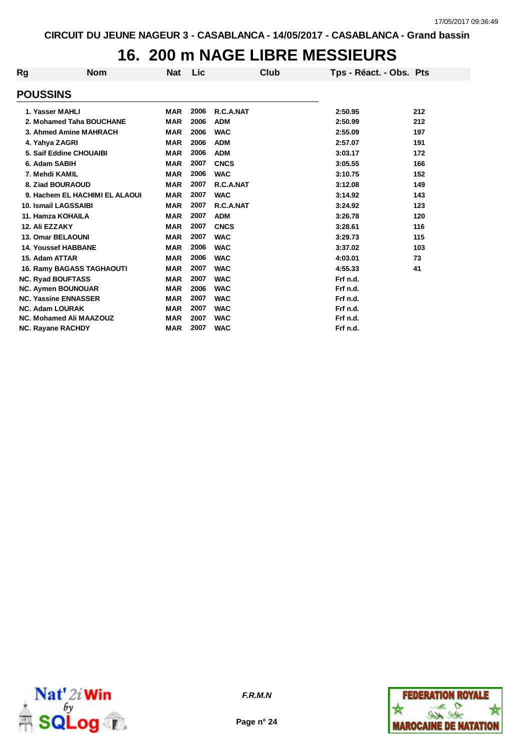# 16. 200 m NAGE LIBRE MESSIEURS

| Rg | Nom | Nat | Lic | Club | Tps - Réact. - Obs. | Pts |
|---|---|---|---|---|---|---|

## POUSSINS

| Rg | Nom | Nat | Lic | Club | Tps - Réact. - Obs. | Pts |
|---|---|---|---|---|---|---|
| 1. | Yasser MAHLI | MAR | 2006 | R.C.A.NAT | 2:50.95 | 212 |
| 2. | Mohamed Taha BOUCHANE | MAR | 2006 | ADM | 2:50.99 | 212 |
| 3. | Ahmed Amine MAHRACH | MAR | 2006 | WAC | 2:55.09 | 197 |
| 4. | Yahya ZAGRI | MAR | 2006 | ADM | 2:57.07 | 191 |
| 5. | Saif Eddine CHOUAIBI | MAR | 2006 | ADM | 3:03.17 | 172 |
| 6. | Adam SABIH | MAR | 2007 | CNCS | 3:05.55 | 166 |
| 7. | Mehdi KAMIL | MAR | 2006 | WAC | 3:10.75 | 152 |
| 8. | Ziad BOURAOUD | MAR | 2007 | R.C.A.NAT | 3:12.08 | 149 |
| 9. | Hachem EL HACHIMI EL ALAOUI | MAR | 2007 | WAC | 3:14.92 | 143 |
| 10. | Ismail LAGSSAIBI | MAR | 2007 | R.C.A.NAT | 3:24.92 | 123 |
| 11. | Hamza KOHAILA | MAR | 2007 | ADM | 3:26.78 | 120 |
| 12. | Ali EZZAKY | MAR | 2007 | CNCS | 3:28.61 | 116 |
| 13. | Omar BELAOUNI | MAR | 2007 | WAC | 3:29.73 | 115 |
| 14. | Youssef HABBANE | MAR | 2006 | WAC | 3:37.02 | 103 |
| 15. | Adam ATTAR | MAR | 2006 | WAC | 4:03.01 | 73 |
| 16. | Ramy BAGASS TAGHAOUTI | MAR | 2007 | WAC | 4:55.33 | 41 |
| NC. | Ryad BOUFTASS | MAR | 2007 | WAC | Frf n.d. | |
| NC. | Aymen BOUNOUAR | MAR | 2006 | WAC | Frf n.d. | |
| NC. | Yassine ENNASSER | MAR | 2007 | WAC | Frf n.d. | |
| NC. | Adam LOURAK | MAR | 2007 | WAC | Frf n.d. | |
| NC. | Mohamed Ali MAAZOUZ | MAR | 2007 | WAC | Frf n.d. | |
| NC. | Rayane RACHDY | MAR | 2007 | WAC | Frf n.d. | |

*F.R.M.N*